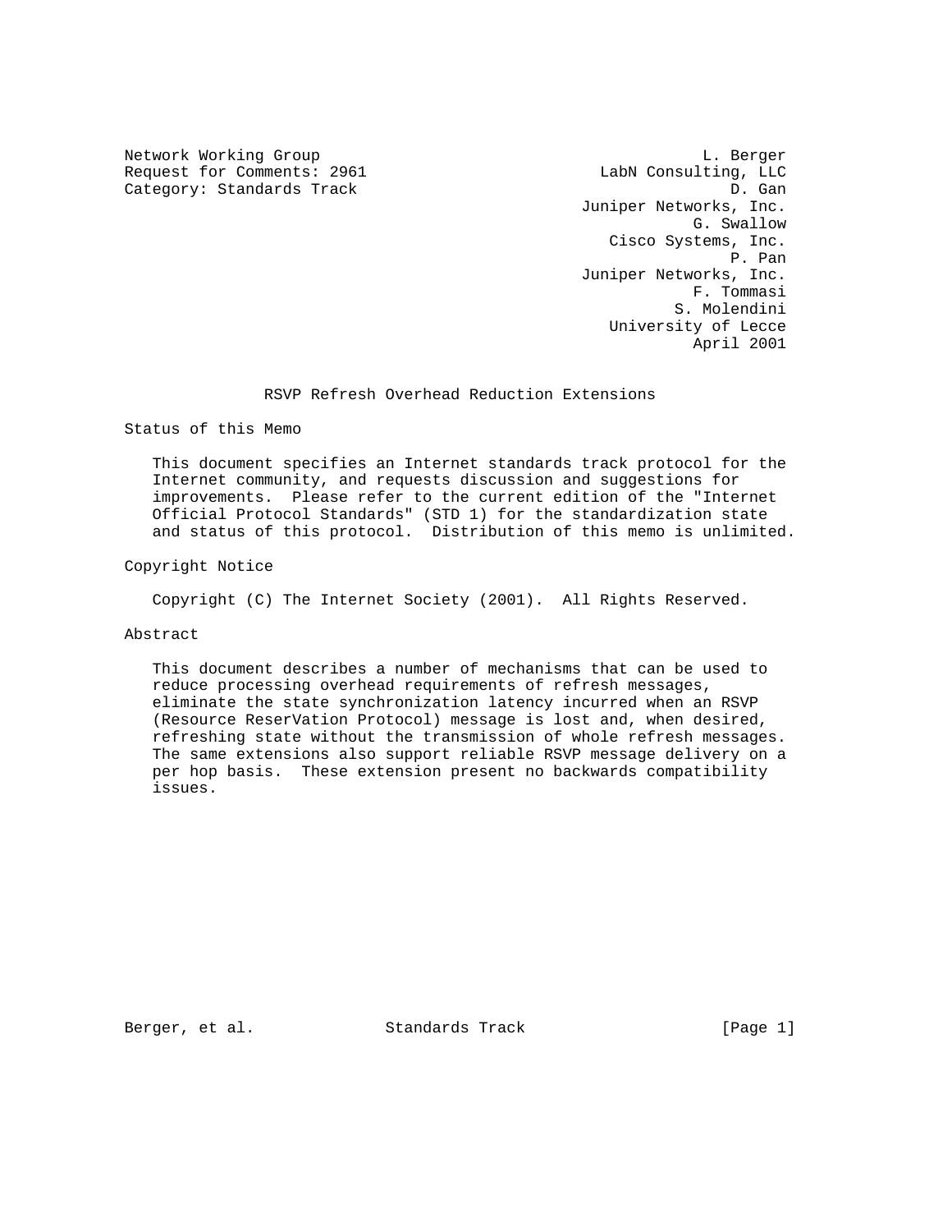Network Working Group  
Request for Comments: 2961  
Category: Standards Track

L. Berger  
LabN Consulting, LLC  
D. Gan  
Juniper Networks, Inc.  
G. Swallow  
Cisco Systems, Inc.  
P. Pan  
Juniper Networks, Inc.  
F. Tommasi  
S. Molendini  
University of Lecce  
April 2001

# RSVP Refresh Overhead Reduction Extensions

## Status of this Memo

This document specifies an Internet standards track protocol for the Internet community, and requests discussion and suggestions for improvements. Please refer to the current edition of the "Internet Official Protocol Standards" (STD 1) for the standardization state and status of this protocol. Distribution of this memo is unlimited.

## Copyright Notice

Copyright (C) The Internet Society (2001). All Rights Reserved.

## Abstract

This document describes a number of mechanisms that can be used to reduce processing overhead requirements of refresh messages, eliminate the state synchronization latency incurred when an RSVP (Resource ReserVation Protocol) message is lost and, when desired, refreshing state without the transmission of whole refresh messages. The same extensions also support reliable RSVP message delivery on a per hop basis. These extension present no backwards compatibility issues.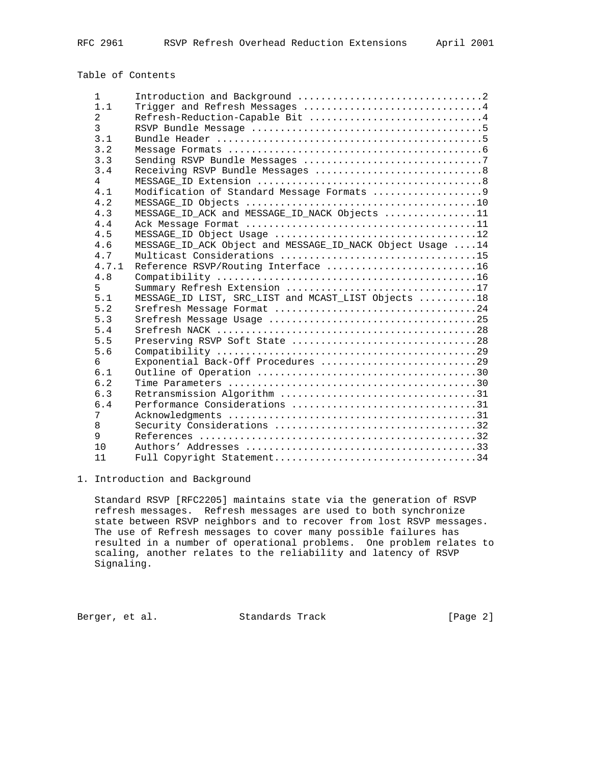Table of Contents

| | | |
|---|---|---|
| 1 | Introduction and Background | 2 |
| 1.1 | Trigger and Refresh Messages | 4 |
| 2 | Refresh-Reduction-Capable Bit | 4 |
| 3 | RSVP Bundle Message | 5 |
| 3.1 | Bundle Header | 5 |
| 3.2 | Message Formats | 6 |
| 3.3 | Sending RSVP Bundle Messages | 7 |
| 3.4 | Receiving RSVP Bundle Messages | 8 |
| 4 | MESSAGE_ID Extension | 8 |
| 4.1 | Modification of Standard Message Formats | 9 |
| 4.2 | MESSAGE_ID Objects | 10 |
| 4.3 | MESSAGE_ID_ACK and MESSAGE_ID_NACK Objects | 11 |
| 4.4 | Ack Message Format | 11 |
| 4.5 | MESSAGE_ID Object Usage | 12 |
| 4.6 | MESSAGE_ID_ACK Object and MESSAGE_ID_NACK Object Usage | 14 |
| 4.7 | Multicast Considerations | 15 |
| 4.7.1 | Reference RSVP/Routing Interface | 16 |
| 4.8 | Compatibility | 16 |
| 5 | Summary Refresh Extension | 17 |
| 5.1 | MESSAGE_ID LIST, SRC_LIST and MCAST_LIST Objects | 18 |
| 5.2 | Srefresh Message Format | 24 |
| 5.3 | Srefresh Message Usage | 25 |
| 5.4 | Srefresh NACK | 28 |
| 5.5 | Preserving RSVP Soft State | 28 |
| 5.6 | Compatibility | 29 |
| 6 | Exponential Back-Off Procedures | 29 |
| 6.1 | Outline of Operation | 30 |
| 6.2 | Time Parameters | 30 |
| 6.3 | Retransmission Algorithm | 31 |
| 6.4 | Performance Considerations | 31 |
| 7 | Acknowledgments | 31 |
| 8 | Security Considerations | 32 |
| 9 | References | 32 |
| 10 | Authors' Addresses | 33 |
| 11 | Full Copyright Statement | 34 |

# 1. Introduction and Background

Standard RSVP [RFC2205] maintains state via the generation of RSVP refresh messages. Refresh messages are used to both synchronize state between RSVP neighbors and to recover from lost RSVP messages. The use of Refresh messages to cover many possible failures has resulted in a number of operational problems. One problem relates to scaling, another relates to the reliability and latency of RSVP Signaling.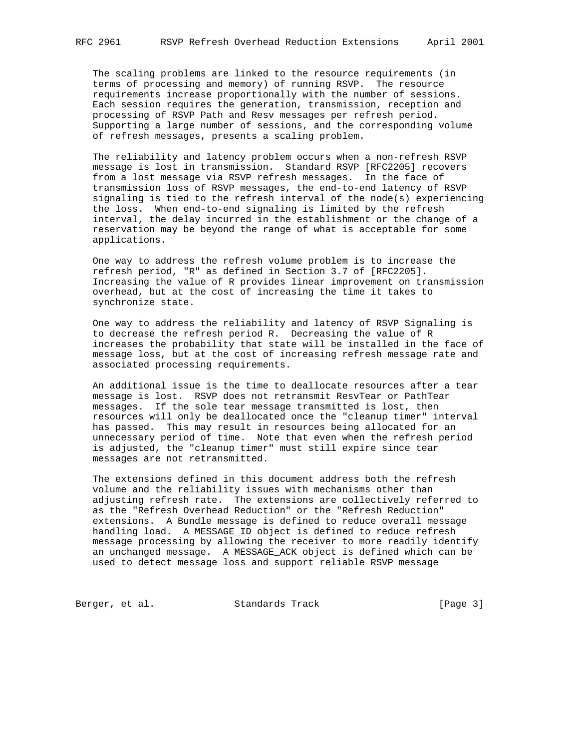The scaling problems are linked to the resource requirements (in terms of processing and memory) of running RSVP. The resource requirements increase proportionally with the number of sessions. Each session requires the generation, transmission, reception and processing of RSVP Path and Resv messages per refresh period. Supporting a large number of sessions, and the corresponding volume of refresh messages, presents a scaling problem.

The reliability and latency problem occurs when a non-refresh RSVP message is lost in transmission. Standard RSVP [RFC2205] recovers from a lost message via RSVP refresh messages. In the face of transmission loss of RSVP messages, the end-to-end latency of RSVP signaling is tied to the refresh interval of the node(s) experiencing the loss. When end-to-end signaling is limited by the refresh interval, the delay incurred in the establishment or the change of a reservation may be beyond the range of what is acceptable for some applications.

One way to address the refresh volume problem is to increase the refresh period, "R" as defined in Section 3.7 of [RFC2205]. Increasing the value of R provides linear improvement on transmission overhead, but at the cost of increasing the time it takes to synchronize state.

One way to address the reliability and latency of RSVP Signaling is to decrease the refresh period R. Decreasing the value of R increases the probability that state will be installed in the face of message loss, but at the cost of increasing refresh message rate and associated processing requirements.

An additional issue is the time to deallocate resources after a tear message is lost. RSVP does not retransmit ResvTear or PathTear messages. If the sole tear message transmitted is lost, then resources will only be deallocated once the "cleanup timer" interval has passed. This may result in resources being allocated for an unnecessary period of time. Note that even when the refresh period is adjusted, the "cleanup timer" must still expire since tear messages are not retransmitted.

The extensions defined in this document address both the refresh volume and the reliability issues with mechanisms other than adjusting refresh rate. The extensions are collectively referred to as the "Refresh Overhead Reduction" or the "Refresh Reduction" extensions. A Bundle message is defined to reduce overall message handling load. A MESSAGE_ID object is defined to reduce refresh message processing by allowing the receiver to more readily identify an unchanged message. A MESSAGE_ACK object is defined which can be used to detect message loss and support reliable RSVP message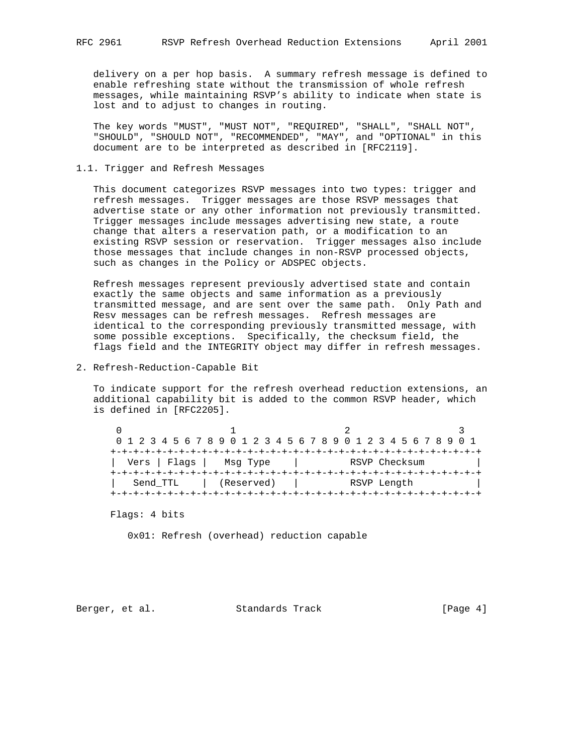delivery on a per hop basis. A summary refresh message is defined to enable refreshing state without the transmission of whole refresh messages, while maintaining RSVP's ability to indicate when state is lost and to adjust to changes in routing.

The key words "MUST", "MUST NOT", "REQUIRED", "SHALL", "SHALL NOT", "SHOULD", "SHOULD NOT", "RECOMMENDED", "MAY", and "OPTIONAL" in this document are to be interpreted as described in [RFC2119].

### 1.1. Trigger and Refresh Messages

This document categorizes RSVP messages into two types: trigger and refresh messages. Trigger messages are those RSVP messages that advertise state or any other information not previously transmitted. Trigger messages include messages advertising new state, a route change that alters a reservation path, or a modification to an existing RSVP session or reservation. Trigger messages also include those messages that include changes in non-RSVP processed objects, such as changes in the Policy or ADSPEC objects.

Refresh messages represent previously advertised state and contain exactly the same objects and same information as a previously transmitted message, and are sent over the same path. Only Path and Resv messages can be refresh messages. Refresh messages are identical to the corresponding previously transmitted message, with some possible exceptions. Specifically, the checksum field, the flags field and the INTEGRITY object may differ in refresh messages.

## 2. Refresh-Reduction-Capable Bit

To indicate support for the refresh overhead reduction extensions, an additional capability bit is added to the common RSVP header, which is defined in [RFC2205].

```
 0                   1                   2                   3
 0 1 2 3 4 5 6 7 8 9 0 1 2 3 4 5 6 7 8 9 0 1 2 3 4 5 6 7 8 9 0 1
+-+-+-+-+-+-+-+-+-+-+-+-+-+-+-+-+-+-+-+-+-+-+-+-+-+-+-+-+-+-+-+-+
| Vers | Flags |   Msg Type    |         RSVP Checksum         |
+-+-+-+-+-+-+-+-+-+-+-+-+-+-+-+-+-+-+-+-+-+-+-+-+-+-+-+-+-+-+-+-+
|   Send_TTL    | (Reserved)    |         RSVP Length           |
+-+-+-+-+-+-+-+-+-+-+-+-+-+-+-+-+-+-+-+-+-+-+-+-+-+-+-+-+-+-+-+-+
```

Flags: 4 bits

0x01: Refresh (overhead) reduction capable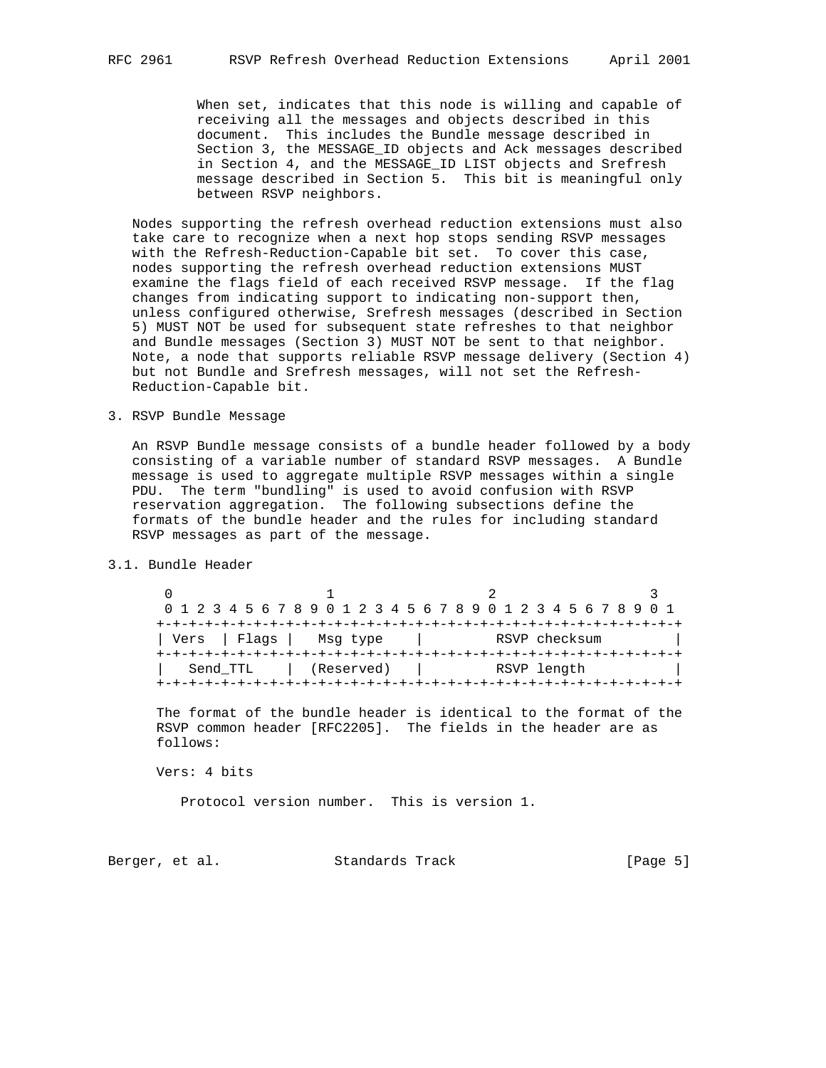When set, indicates that this node is willing and capable of receiving all the messages and objects described in this document. This includes the Bundle message described in Section 3, the MESSAGE_ID objects and Ack messages described in Section 4, and the MESSAGE_ID LIST objects and Srefresh message described in Section 5. This bit is meaningful only between RSVP neighbors.

Nodes supporting the refresh overhead reduction extensions must also take care to recognize when a next hop stops sending RSVP messages with the Refresh-Reduction-Capable bit set. To cover this case, nodes supporting the refresh overhead reduction extensions MUST examine the flags field of each received RSVP message. If the flag changes from indicating support to indicating non-support then, unless configured otherwise, Srefresh messages (described in Section 5) MUST NOT be used for subsequent state refreshes to that neighbor and Bundle messages (Section 3) MUST NOT be sent to that neighbor. Note, a node that supports reliable RSVP message delivery (Section 4) but not Bundle and Srefresh messages, will not set the Refresh-Reduction-Capable bit.

## 3. RSVP Bundle Message

An RSVP Bundle message consists of a bundle header followed by a body consisting of a variable number of standard RSVP messages. A Bundle message is used to aggregate multiple RSVP messages within a single PDU. The term "bundling" is used to avoid confusion with RSVP reservation aggregation. The following subsections define the formats of the bundle header and the rules for including standard RSVP messages as part of the message.

### 3.1. Bundle Header

```
 0                   1                   2                   3
 0 1 2 3 4 5 6 7 8 9 0 1 2 3 4 5 6 7 8 9 0 1 2 3 4 5 6 7 8 9 0 1
+-+-+-+-+-+-+-+-+-+-+-+-+-+-+-+-+-+-+-+-+-+-+-+-+-+-+-+-+-+-+-+-+
| Vers  | Flags |   Msg type    |         RSVP checksum         |
+-+-+-+-+-+-+-+-+-+-+-+-+-+-+-+-+-+-+-+-+-+-+-+-+-+-+-+-+-+-+-+-+
|   Send_TTL    | (Reserved)    |         RSVP length           |
+-+-+-+-+-+-+-+-+-+-+-+-+-+-+-+-+-+-+-+-+-+-+-+-+-+-+-+-+-+-+-+-+
```

The format of the bundle header is identical to the format of the RSVP common header [RFC2205]. The fields in the header are as follows:

Vers: 4 bits

Protocol version number. This is version 1.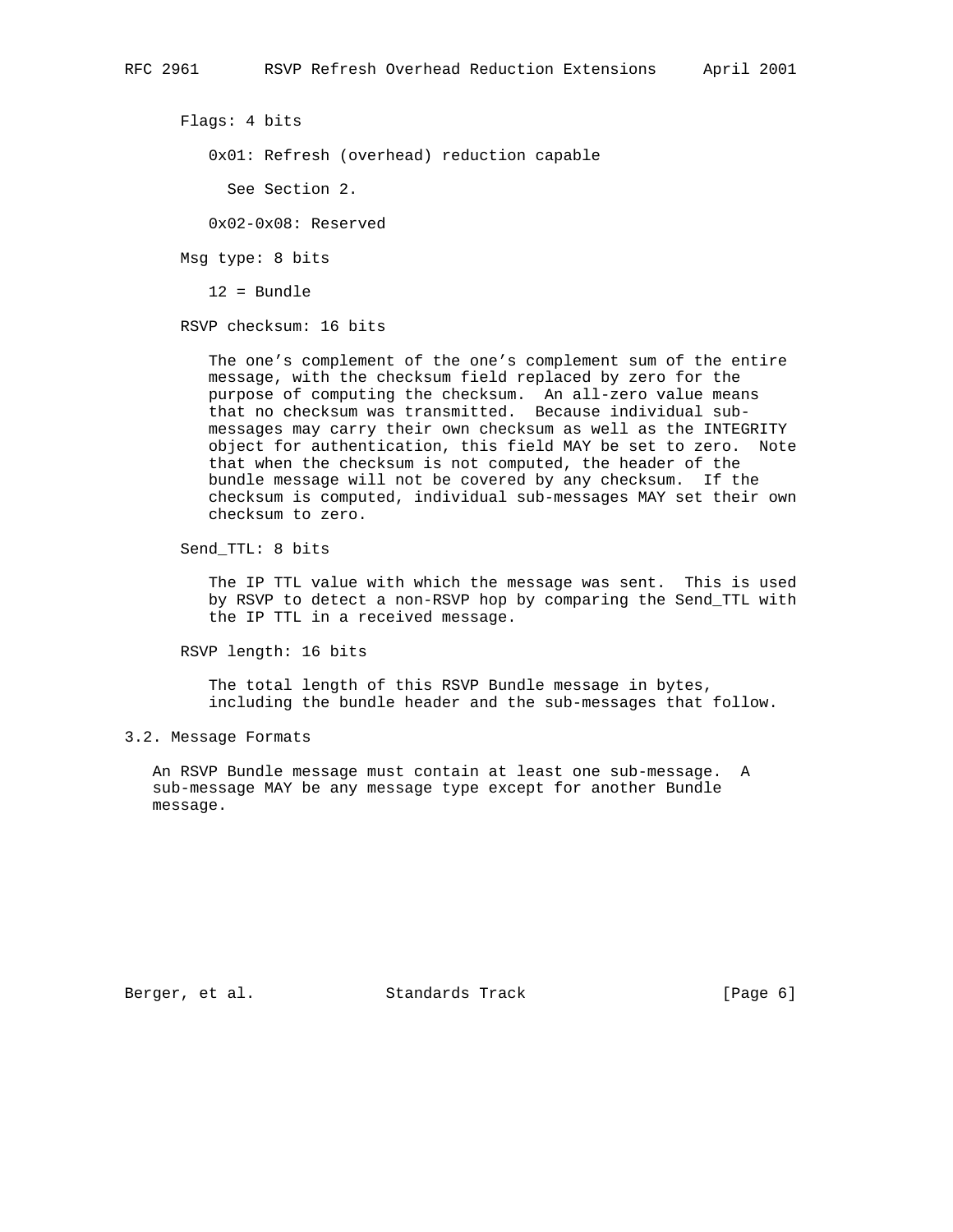Flags: 4 bits

0x01: Refresh (overhead) reduction capable

See Section 2.

0x02-0x08: Reserved

Msg type: 8 bits

12 = Bundle

RSVP checksum: 16 bits

The one's complement of the one's complement sum of the entire message, with the checksum field replaced by zero for the purpose of computing the checksum. An all-zero value means that no checksum was transmitted. Because individual sub-messages may carry their own checksum as well as the INTEGRITY object for authentication, this field MAY be set to zero. Note that when the checksum is not computed, the header of the bundle message will not be covered by any checksum. If the checksum is computed, individual sub-messages MAY set their own checksum to zero.

Send_TTL: 8 bits

The IP TTL value with which the message was sent. This is used by RSVP to detect a non-RSVP hop by comparing the Send_TTL with the IP TTL in a received message.

RSVP length: 16 bits

The total length of this RSVP Bundle message in bytes, including the bundle header and the sub-messages that follow.

### 3.2. Message Formats

An RSVP Bundle message must contain at least one sub-message. A sub-message MAY be any message type except for another Bundle message.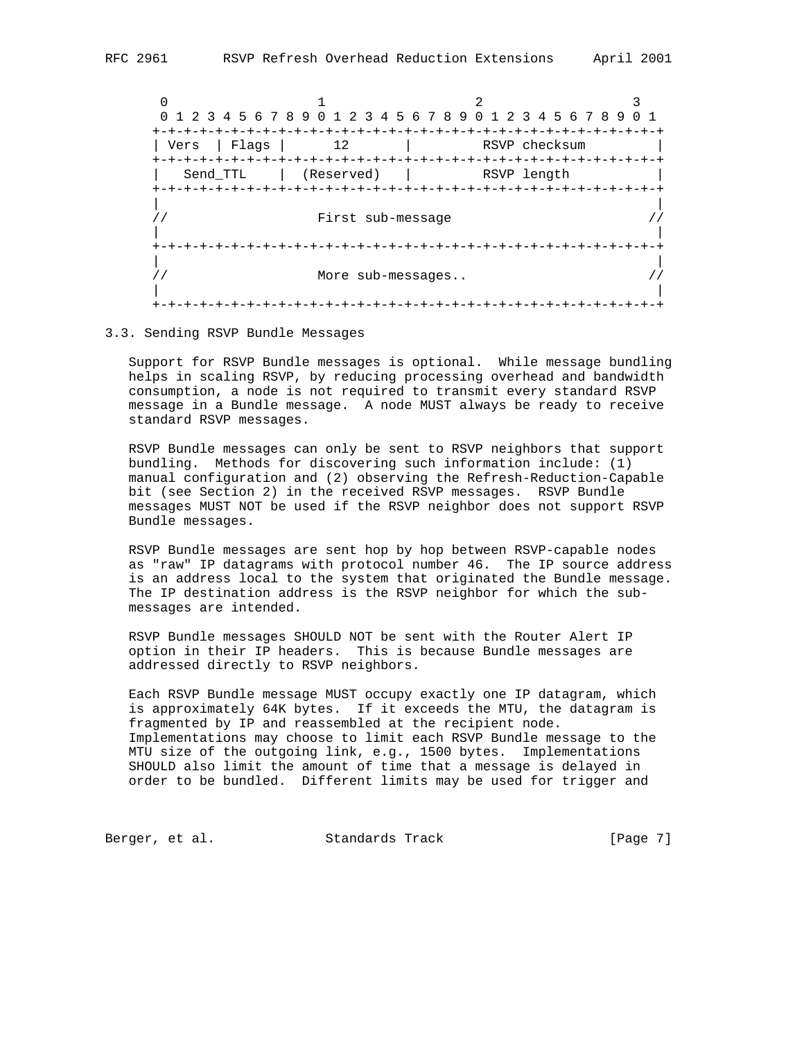```
    0                   1                   2                   3
    0 1 2 3 4 5 6 7 8 9 0 1 2 3 4 5 6 7 8 9 0 1 2 3 4 5 6 7 8 9 0 1
   +-+-+-+-+-+-+-+-+-+-+-+-+-+-+-+-+-+-+-+-+-+-+-+-+-+-+-+-+-+-+-+-+
   | Vers  | Flags |      12       |         RSVP checksum         |
   +-+-+-+-+-+-+-+-+-+-+-+-+-+-+-+-+-+-+-+-+-+-+-+-+-+-+-+-+-+-+-+-+
   |   Send_TTL    |  (Reserved)   |         RSVP length           |
   +-+-+-+-+-+-+-+-+-+-+-+-+-+-+-+-+-+-+-+-+-+-+-+-+-+-+-+-+-+-+-+-+
   |                                                               |
   //                   First sub-message                         //
   |                                                               |
   +-+-+-+-+-+-+-+-+-+-+-+-+-+-+-+-+-+-+-+-+-+-+-+-+-+-+-+-+-+-+-+-+
   |                                                               |
   //                   More sub-messages..                       //
   |                                                               |
   +-+-+-+-+-+-+-+-+-+-+-+-+-+-+-+-+-+-+-+-+-+-+-+-+-+-+-+-+-+-+-+-+
```

### 3.3. Sending RSVP Bundle Messages

Support for RSVP Bundle messages is optional. While message bundling helps in scaling RSVP, by reducing processing overhead and bandwidth consumption, a node is not required to transmit every standard RSVP message in a Bundle message. A node MUST always be ready to receive standard RSVP messages.

RSVP Bundle messages can only be sent to RSVP neighbors that support bundling. Methods for discovering such information include: (1) manual configuration and (2) observing the Refresh-Reduction-Capable bit (see Section 2) in the received RSVP messages. RSVP Bundle messages MUST NOT be used if the RSVP neighbor does not support RSVP Bundle messages.

RSVP Bundle messages are sent hop by hop between RSVP-capable nodes as "raw" IP datagrams with protocol number 46. The IP source address is an address local to the system that originated the Bundle message. The IP destination address is the RSVP neighbor for which the sub-messages are intended.

RSVP Bundle messages SHOULD NOT be sent with the Router Alert IP option in their IP headers. This is because Bundle messages are addressed directly to RSVP neighbors.

Each RSVP Bundle message MUST occupy exactly one IP datagram, which is approximately 64K bytes. If it exceeds the MTU, the datagram is fragmented by IP and reassembled at the recipient node. Implementations may choose to limit each RSVP Bundle message to the MTU size of the outgoing link, e.g., 1500 bytes. Implementations SHOULD also limit the amount of time that a message is delayed in order to be bundled. Different limits may be used for trigger and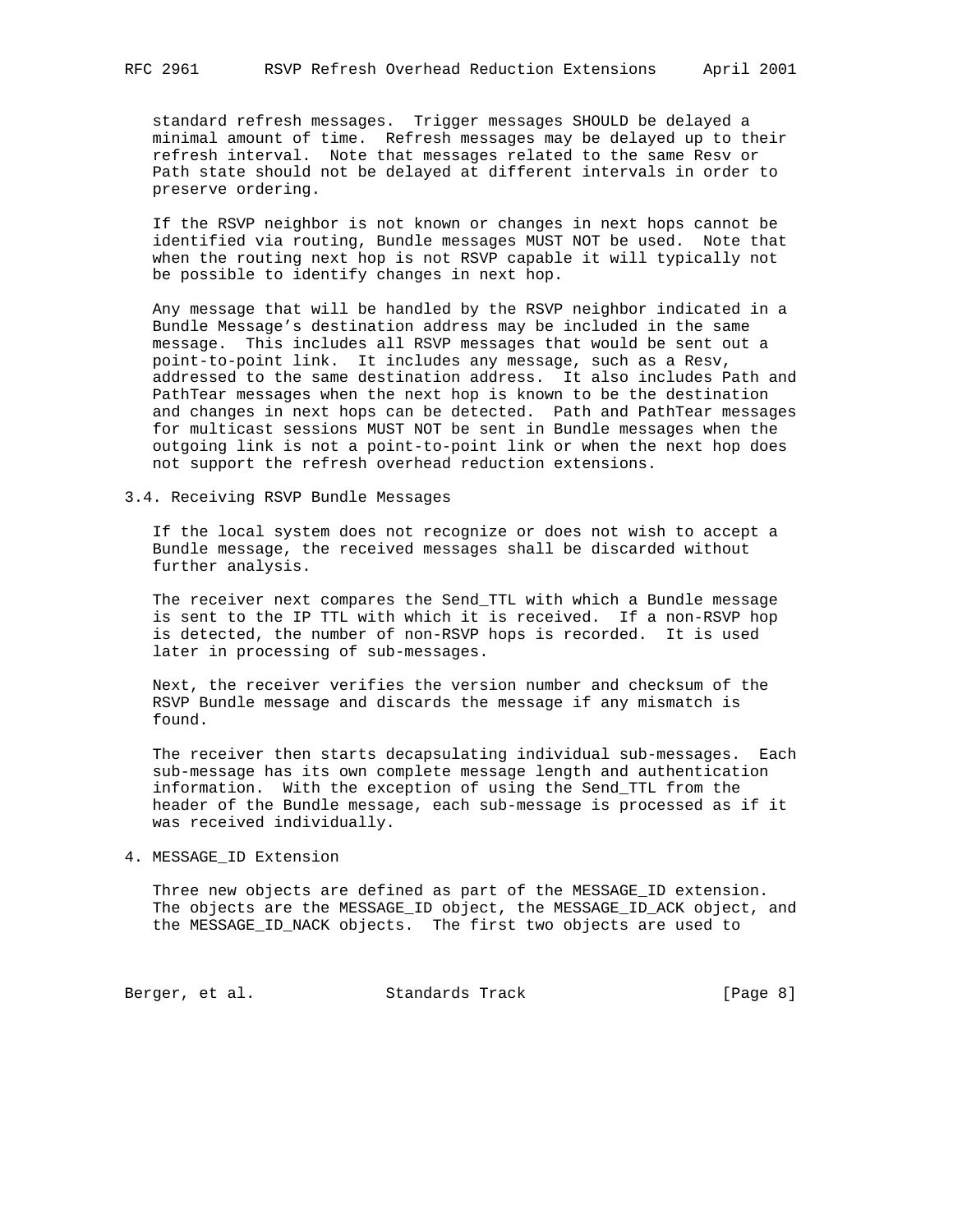standard refresh messages. Trigger messages SHOULD be delayed a minimal amount of time. Refresh messages may be delayed up to their refresh interval. Note that messages related to the same Resv or Path state should not be delayed at different intervals in order to preserve ordering.

If the RSVP neighbor is not known or changes in next hops cannot be identified via routing, Bundle messages MUST NOT be used. Note that when the routing next hop is not RSVP capable it will typically not be possible to identify changes in next hop.

Any message that will be handled by the RSVP neighbor indicated in a Bundle Message's destination address may be included in the same message. This includes all RSVP messages that would be sent out a point-to-point link. It includes any message, such as a Resv, addressed to the same destination address. It also includes Path and PathTear messages when the next hop is known to be the destination and changes in next hops can be detected. Path and PathTear messages for multicast sessions MUST NOT be sent in Bundle messages when the outgoing link is not a point-to-point link or when the next hop does not support the refresh overhead reduction extensions.

## 3.4. Receiving RSVP Bundle Messages

If the local system does not recognize or does not wish to accept a Bundle message, the received messages shall be discarded without further analysis.

The receiver next compares the Send_TTL with which a Bundle message is sent to the IP TTL with which it is received. If a non-RSVP hop is detected, the number of non-RSVP hops is recorded. It is used later in processing of sub-messages.

Next, the receiver verifies the version number and checksum of the RSVP Bundle message and discards the message if any mismatch is found.

The receiver then starts decapsulating individual sub-messages. Each sub-message has its own complete message length and authentication information. With the exception of using the Send_TTL from the header of the Bundle message, each sub-message is processed as if it was received individually.

# 4. MESSAGE_ID Extension

Three new objects are defined as part of the MESSAGE_ID extension. The objects are the MESSAGE_ID object, the MESSAGE_ID_ACK object, and the MESSAGE_ID_NACK objects. The first two objects are used to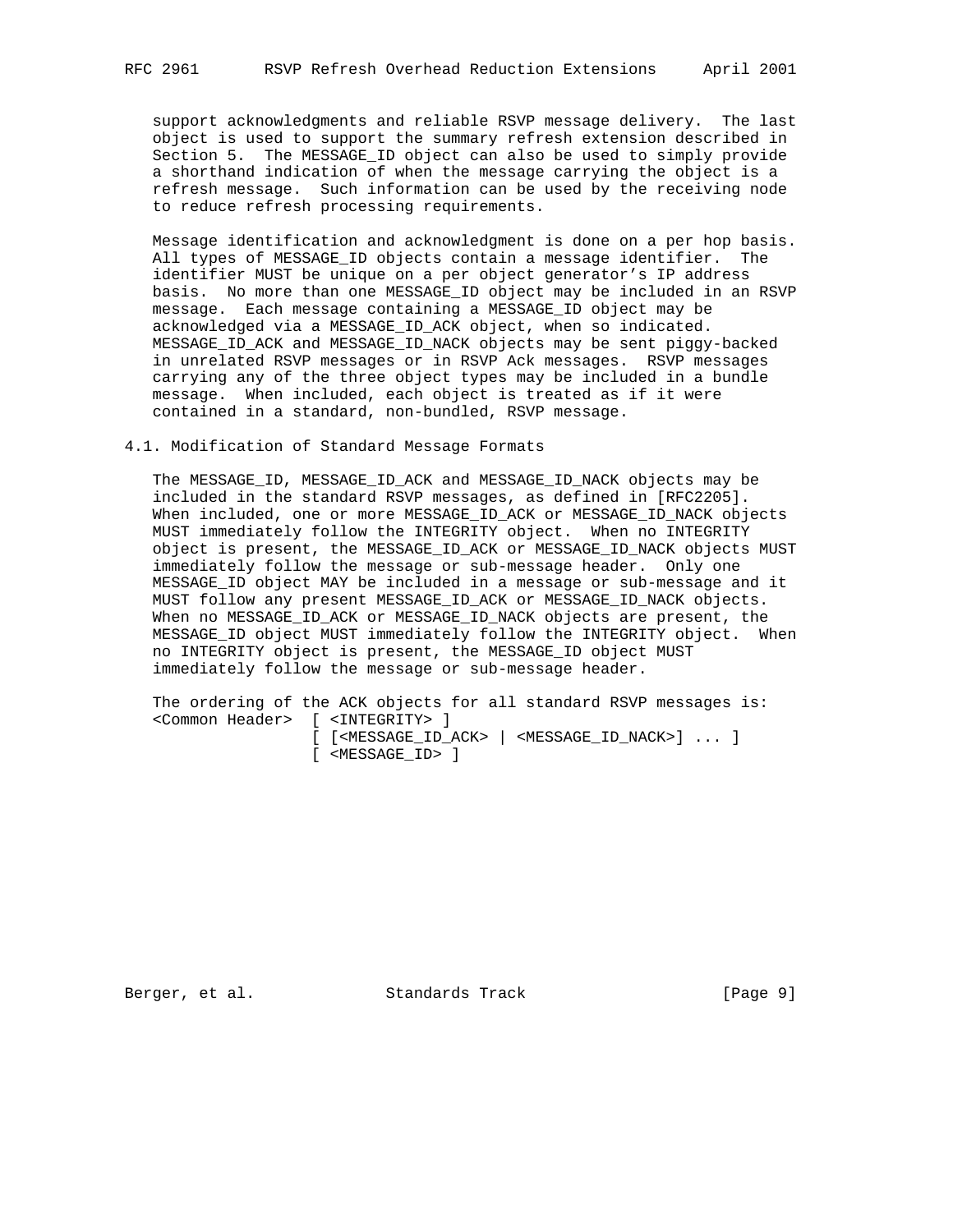support acknowledgments and reliable RSVP message delivery. The last object is used to support the summary refresh extension described in Section 5. The MESSAGE_ID object can also be used to simply provide a shorthand indication of when the message carrying the object is a refresh message. Such information can be used by the receiving node to reduce refresh processing requirements.

Message identification and acknowledgment is done on a per hop basis. All types of MESSAGE_ID objects contain a message identifier. The identifier MUST be unique on a per object generator's IP address basis. No more than one MESSAGE_ID object may be included in an RSVP message. Each message containing a MESSAGE_ID object may be acknowledged via a MESSAGE_ID_ACK object, when so indicated. MESSAGE_ID_ACK and MESSAGE_ID_NACK objects may be sent piggy-backed in unrelated RSVP messages or in RSVP Ack messages. RSVP messages carrying any of the three object types may be included in a bundle message. When included, each object is treated as if it were contained in a standard, non-bundled, RSVP message.

## 4.1. Modification of Standard Message Formats

The MESSAGE_ID, MESSAGE_ID_ACK and MESSAGE_ID_NACK objects may be included in the standard RSVP messages, as defined in [RFC2205]. When included, one or more MESSAGE_ID_ACK or MESSAGE_ID_NACK objects MUST immediately follow the INTEGRITY object. When no INTEGRITY object is present, the MESSAGE_ID_ACK or MESSAGE_ID_NACK objects MUST immediately follow the message or sub-message header. Only one MESSAGE_ID object MAY be included in a message or sub-message and it MUST follow any present MESSAGE_ID_ACK or MESSAGE_ID_NACK objects. When no MESSAGE_ID_ACK or MESSAGE_ID_NACK objects are present, the MESSAGE_ID object MUST immediately follow the INTEGRITY object. When no INTEGRITY object is present, the MESSAGE_ID object MUST immediately follow the message or sub-message header.

The ordering of the ACK objects for all standard RSVP messages is:

```
<Common Header>  [ <INTEGRITY> ]
                 [ [<MESSAGE_ID_ACK> | <MESSAGE_ID_NACK>] ... ]
                 [ <MESSAGE_ID> ]
```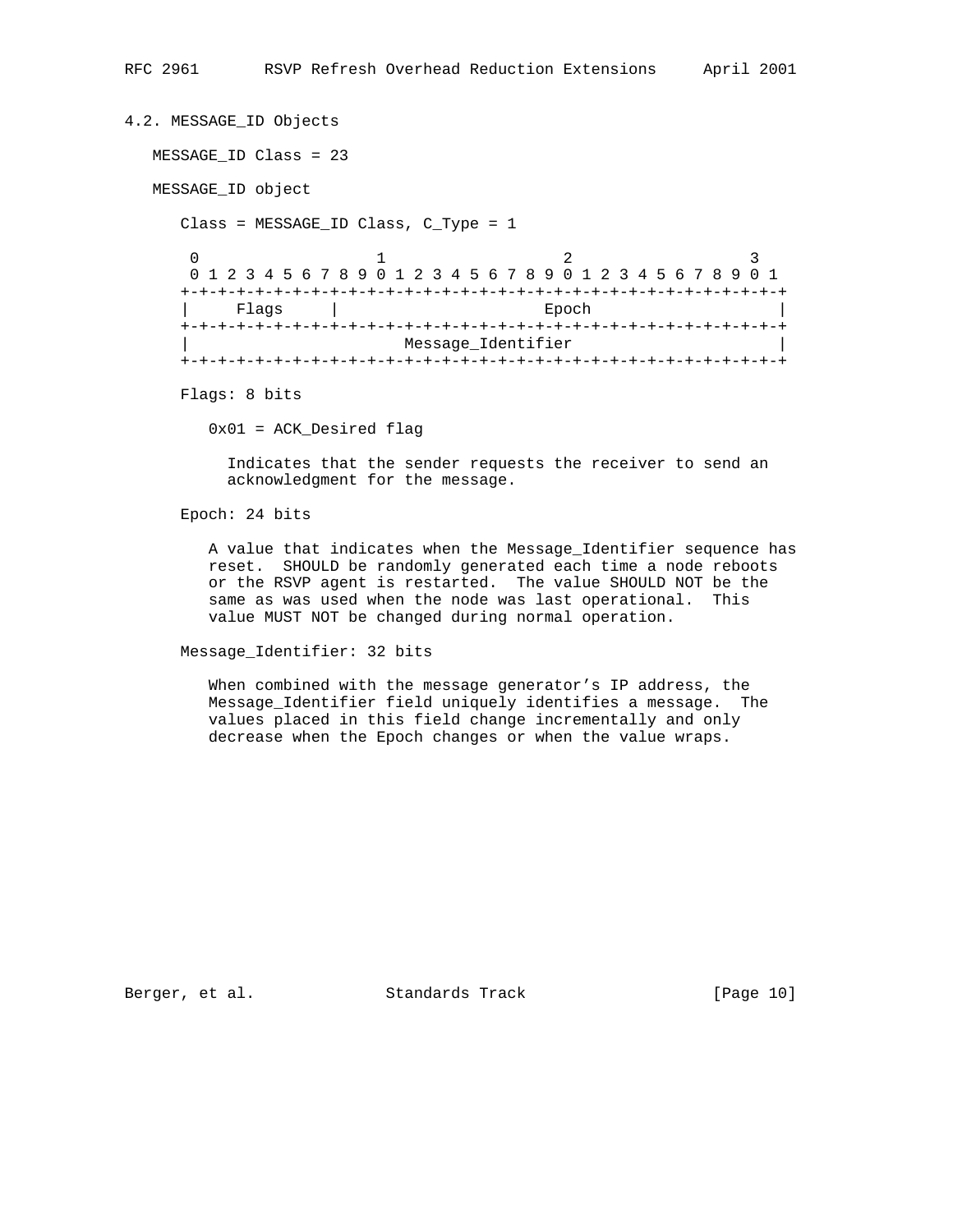## 4.2. MESSAGE_ID Objects

MESSAGE_ID Class = 23

MESSAGE_ID object

Class = MESSAGE_ID Class, C_Type = 1

```
 0                   1                   2                   3
 0 1 2 3 4 5 6 7 8 9 0 1 2 3 4 5 6 7 8 9 0 1 2 3 4 5 6 7 8 9 0 1
+-+-+-+-+-+-+-+-+-+-+-+-+-+-+-+-+-+-+-+-+-+-+-+-+-+-+-+-+-+-+-+-+
|     Flags     |                      Epoch                    |
+-+-+-+-+-+-+-+-+-+-+-+-+-+-+-+-+-+-+-+-+-+-+-+-+-+-+-+-+-+-+-+-+
|                       Message_Identifier                      |
+-+-+-+-+-+-+-+-+-+-+-+-+-+-+-+-+-+-+-+-+-+-+-+-+-+-+-+-+-+-+-+-+
```

Flags: 8 bits

0x01 = ACK_Desired flag

Indicates that the sender requests the receiver to send an acknowledgment for the message.

Epoch: 24 bits

A value that indicates when the Message_Identifier sequence has reset. SHOULD be randomly generated each time a node reboots or the RSVP agent is restarted. The value SHOULD NOT be the same as was used when the node was last operational. This value MUST NOT be changed during normal operation.

Message_Identifier: 32 bits

When combined with the message generator's IP address, the Message_Identifier field uniquely identifies a message. The values placed in this field change incrementally and only decrease when the Epoch changes or when the value wraps.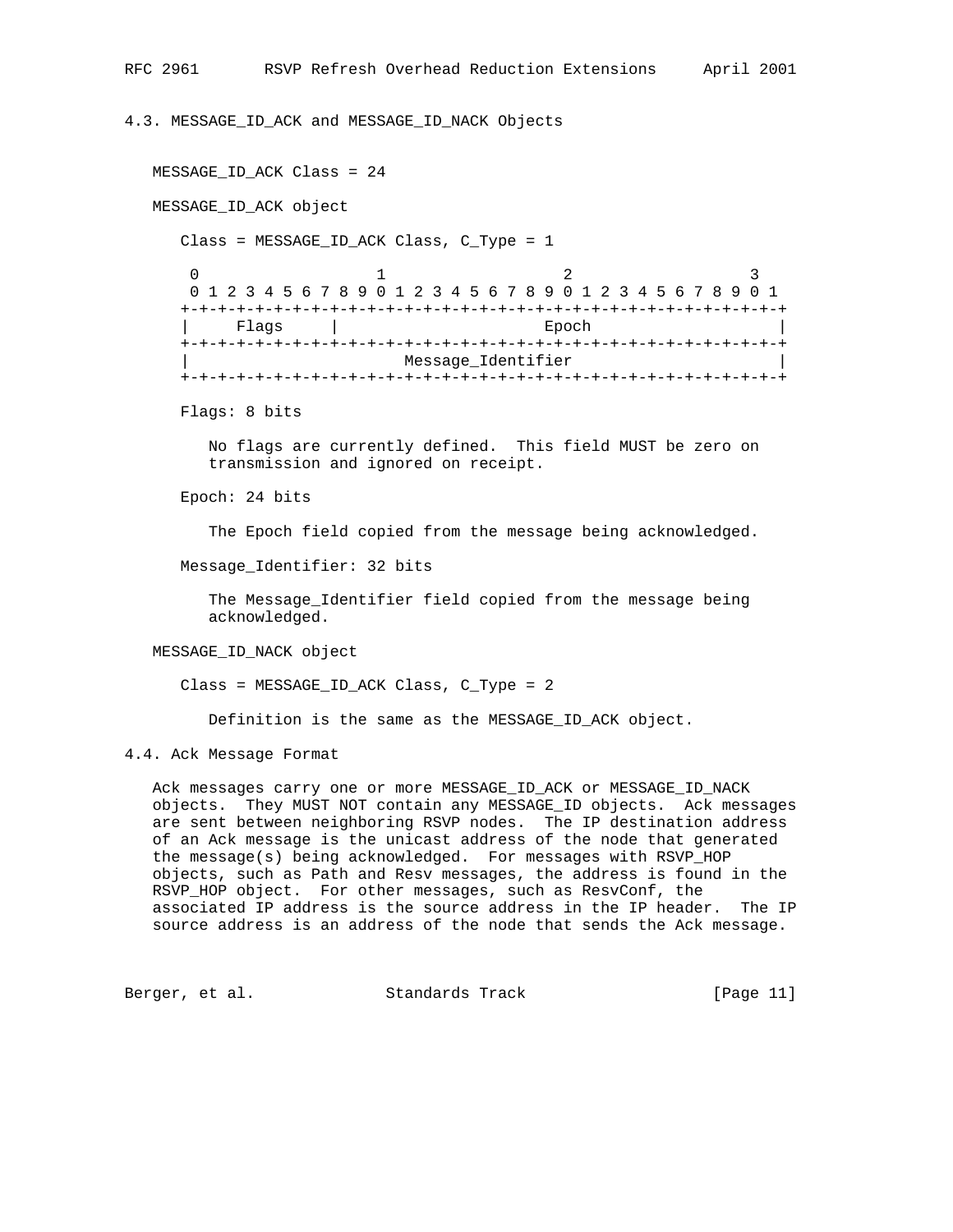### 4.3. MESSAGE_ID_ACK and MESSAGE_ID_NACK Objects

MESSAGE_ID_ACK Class = 24

MESSAGE_ID_ACK object

Class = MESSAGE_ID_ACK Class, C_Type = 1

```
 0                   1                   2                   3
 0 1 2 3 4 5 6 7 8 9 0 1 2 3 4 5 6 7 8 9 0 1 2 3 4 5 6 7 8 9 0 1
+-+-+-+-+-+-+-+-+-+-+-+-+-+-+-+-+-+-+-+-+-+-+-+-+-+-+-+-+-+-+-+-+
|     Flags     |                     Epoch                     |
+-+-+-+-+-+-+-+-+-+-+-+-+-+-+-+-+-+-+-+-+-+-+-+-+-+-+-+-+-+-+-+-+
|                       Message_Identifier                      |
+-+-+-+-+-+-+-+-+-+-+-+-+-+-+-+-+-+-+-+-+-+-+-+-+-+-+-+-+-+-+-+-+
```

Flags: 8 bits

No flags are currently defined. This field MUST be zero on transmission and ignored on receipt.

Epoch: 24 bits

The Epoch field copied from the message being acknowledged.

Message_Identifier: 32 bits

The Message_Identifier field copied from the message being acknowledged.

MESSAGE_ID_NACK object

Class = MESSAGE_ID_ACK Class, C_Type = 2

Definition is the same as the MESSAGE_ID_ACK object.

### 4.4. Ack Message Format

Ack messages carry one or more MESSAGE_ID_ACK or MESSAGE_ID_NACK objects. They MUST NOT contain any MESSAGE_ID objects. Ack messages are sent between neighboring RSVP nodes. The IP destination address of an Ack message is the unicast address of the node that generated the message(s) being acknowledged. For messages with RSVP_HOP objects, such as Path and Resv messages, the address is found in the RSVP_HOP object. For other messages, such as ResvConf, the associated IP address is the source address in the IP header. The IP source address is an address of the node that sends the Ack message.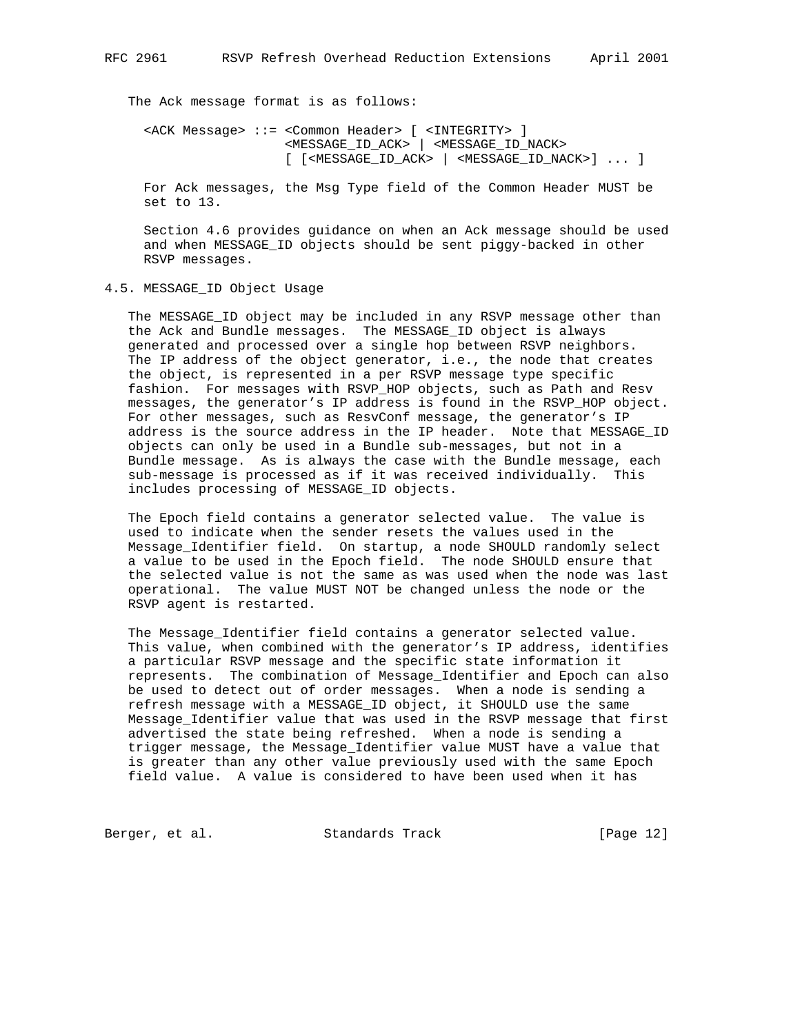The Ack message format is as follows:

```
<ACK Message> ::= <Common Header> [ <INTEGRITY> ]
                  <MESSAGE_ID_ACK> | <MESSAGE_ID_NACK>
                  [ [<MESSAGE_ID_ACK> | <MESSAGE_ID_NACK>] ... ]
```

For Ack messages, the Msg Type field of the Common Header MUST be set to 13.

Section 4.6 provides guidance on when an Ack message should be used and when MESSAGE_ID objects should be sent piggy-backed in other RSVP messages.

## 4.5. MESSAGE_ID Object Usage

The MESSAGE_ID object may be included in any RSVP message other than the Ack and Bundle messages. The MESSAGE_ID object is always generated and processed over a single hop between RSVP neighbors. The IP address of the object generator, i.e., the node that creates the object, is represented in a per RSVP message type specific fashion. For messages with RSVP_HOP objects, such as Path and Resv messages, the generator's IP address is found in the RSVP_HOP object. For other messages, such as ResvConf message, the generator's IP address is the source address in the IP header. Note that MESSAGE_ID objects can only be used in a Bundle sub-messages, but not in a Bundle message. As is always the case with the Bundle message, each sub-message is processed as if it was received individually. This includes processing of MESSAGE_ID objects.

The Epoch field contains a generator selected value. The value is used to indicate when the sender resets the values used in the Message_Identifier field. On startup, a node SHOULD randomly select a value to be used in the Epoch field. The node SHOULD ensure that the selected value is not the same as was used when the node was last operational. The value MUST NOT be changed unless the node or the RSVP agent is restarted.

The Message_Identifier field contains a generator selected value. This value, when combined with the generator's IP address, identifies a particular RSVP message and the specific state information it represents. The combination of Message_Identifier and Epoch can also be used to detect out of order messages. When a node is sending a refresh message with a MESSAGE_ID object, it SHOULD use the same Message_Identifier value that was used in the RSVP message that first advertised the state being refreshed. When a node is sending a trigger message, the Message_Identifier value MUST have a value that is greater than any other value previously used with the same Epoch field value. A value is considered to have been used when it has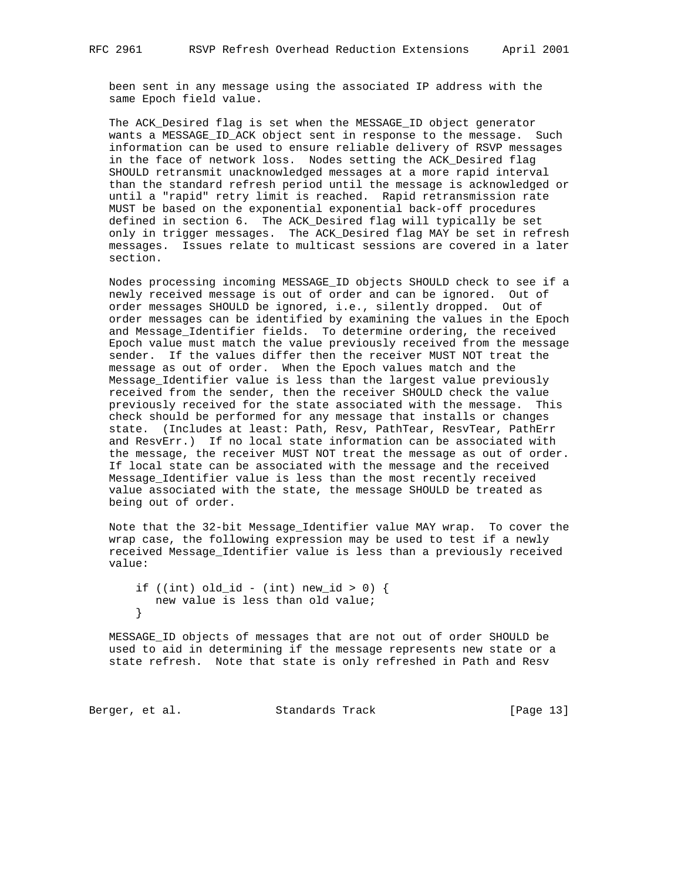been sent in any message using the associated IP address with the same Epoch field value.

The ACK_Desired flag is set when the MESSAGE_ID object generator wants a MESSAGE_ID_ACK object sent in response to the message. Such information can be used to ensure reliable delivery of RSVP messages in the face of network loss. Nodes setting the ACK_Desired flag SHOULD retransmit unacknowledged messages at a more rapid interval than the standard refresh period until the message is acknowledged or until a "rapid" retry limit is reached. Rapid retransmission rate MUST be based on the exponential exponential back-off procedures defined in section 6. The ACK_Desired flag will typically be set only in trigger messages. The ACK_Desired flag MAY be set in refresh messages. Issues relate to multicast sessions are covered in a later section.

Nodes processing incoming MESSAGE_ID objects SHOULD check to see if a newly received message is out of order and can be ignored. Out of order messages SHOULD be ignored, i.e., silently dropped. Out of order messages can be identified by examining the values in the Epoch and Message_Identifier fields. To determine ordering, the received Epoch value must match the value previously received from the message sender. If the values differ then the receiver MUST NOT treat the message as out of order. When the Epoch values match and the Message_Identifier value is less than the largest value previously received from the sender, then the receiver SHOULD check the value previously received for the state associated with the message. This check should be performed for any message that installs or changes state. (Includes at least: Path, Resv, PathTear, ResvTear, PathErr and ResvErr.) If no local state information can be associated with the message, the receiver MUST NOT treat the message as out of order. If local state can be associated with the message and the received Message_Identifier value is less than the most recently received value associated with the state, the message SHOULD be treated as being out of order.

Note that the 32-bit Message_Identifier value MAY wrap. To cover the wrap case, the following expression may be used to test if a newly received Message_Identifier value is less than a previously received value:

```
if ((int) old_id - (int) new_id > 0) {
   new value is less than old value;
}
```

MESSAGE_ID objects of messages that are not out of order SHOULD be used to aid in determining if the message represents new state or a state refresh. Note that state is only refreshed in Path and Resv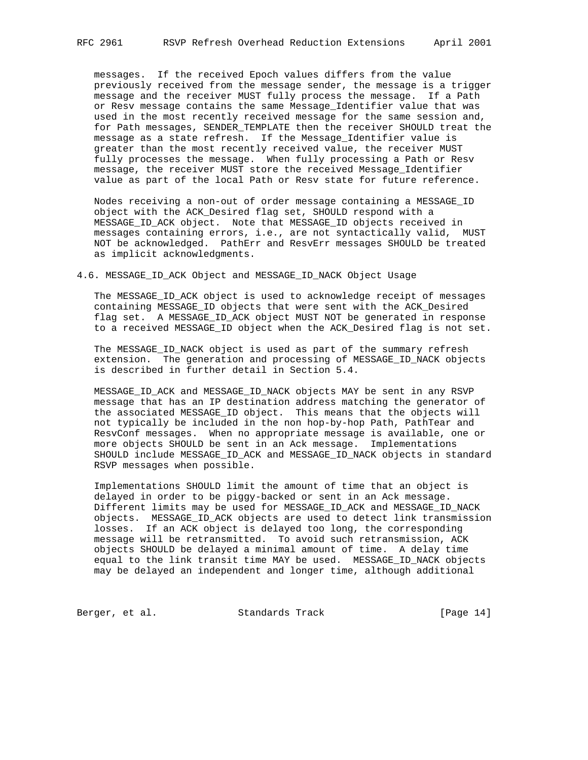messages. If the received Epoch values differs from the value previously received from the message sender, the message is a trigger message and the receiver MUST fully process the message. If a Path or Resv message contains the same Message_Identifier value that was used in the most recently received message for the same session and, for Path messages, SENDER_TEMPLATE then the receiver SHOULD treat the message as a state refresh. If the Message_Identifier value is greater than the most recently received value, the receiver MUST fully processes the message. When fully processing a Path or Resv message, the receiver MUST store the received Message_Identifier value as part of the local Path or Resv state for future reference.

Nodes receiving a non-out of order message containing a MESSAGE_ID object with the ACK_Desired flag set, SHOULD respond with a MESSAGE_ID_ACK object. Note that MESSAGE_ID objects received in messages containing errors, i.e., are not syntactically valid, MUST NOT be acknowledged. PathErr and ResvErr messages SHOULD be treated as implicit acknowledgments.

### 4.6. MESSAGE_ID_ACK Object and MESSAGE_ID_NACK Object Usage

The MESSAGE_ID_ACK object is used to acknowledge receipt of messages containing MESSAGE_ID objects that were sent with the ACK_Desired flag set. A MESSAGE_ID_ACK object MUST NOT be generated in response to a received MESSAGE_ID object when the ACK_Desired flag is not set.

The MESSAGE_ID_NACK object is used as part of the summary refresh extension. The generation and processing of MESSAGE_ID_NACK objects is described in further detail in Section 5.4.

MESSAGE_ID_ACK and MESSAGE_ID_NACK objects MAY be sent in any RSVP message that has an IP destination address matching the generator of the associated MESSAGE_ID object. This means that the objects will not typically be included in the non hop-by-hop Path, PathTear and ResvConf messages. When no appropriate message is available, one or more objects SHOULD be sent in an Ack message. Implementations SHOULD include MESSAGE_ID_ACK and MESSAGE_ID_NACK objects in standard RSVP messages when possible.

Implementations SHOULD limit the amount of time that an object is delayed in order to be piggy-backed or sent in an Ack message. Different limits may be used for MESSAGE_ID_ACK and MESSAGE_ID_NACK objects. MESSAGE_ID_ACK objects are used to detect link transmission losses. If an ACK object is delayed too long, the corresponding message will be retransmitted. To avoid such retransmission, ACK objects SHOULD be delayed a minimal amount of time. A delay time equal to the link transit time MAY be used. MESSAGE_ID_NACK objects may be delayed an independent and longer time, although additional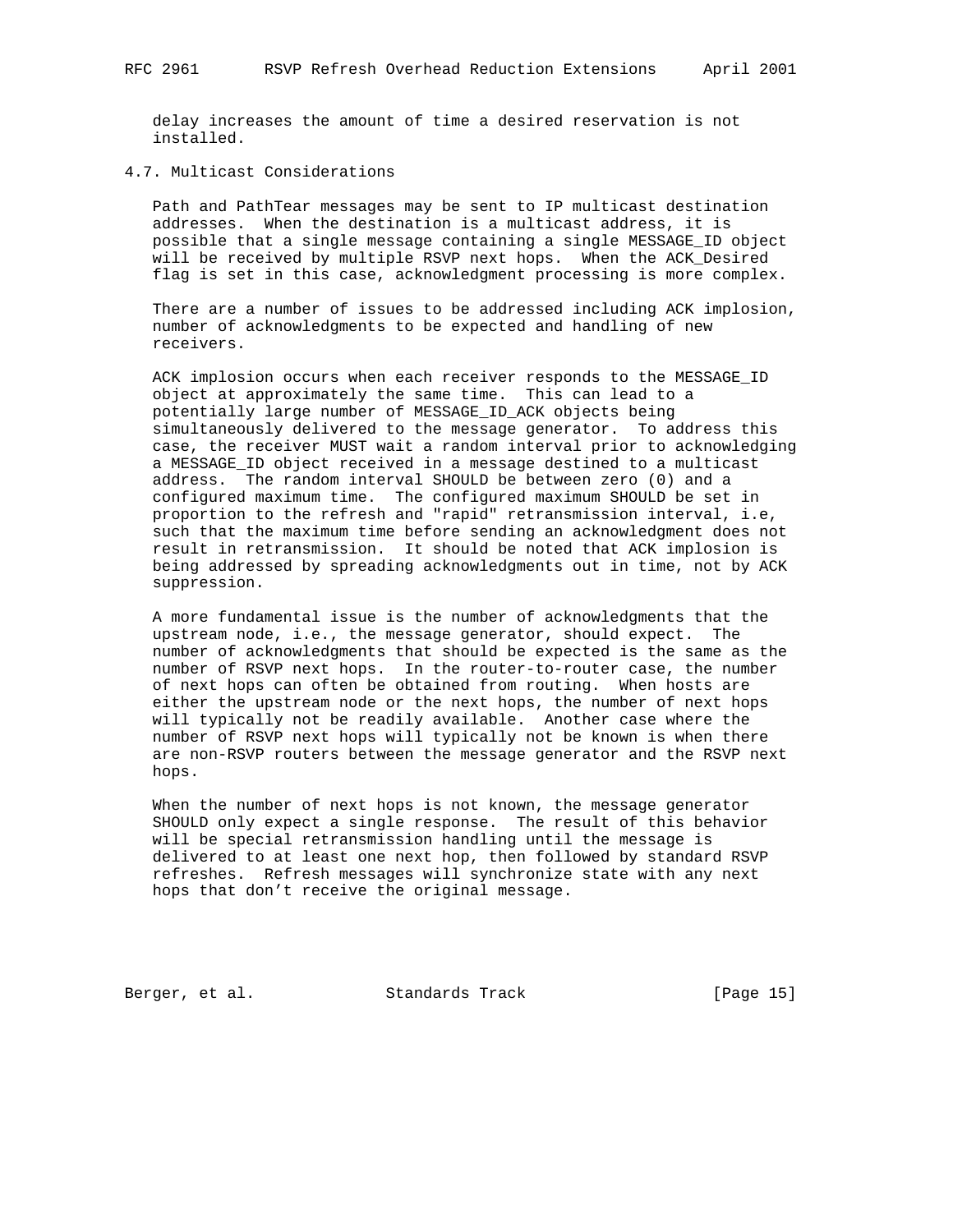delay increases the amount of time a desired reservation is not installed.

## 4.7. Multicast Considerations

Path and PathTear messages may be sent to IP multicast destination addresses. When the destination is a multicast address, it is possible that a single message containing a single MESSAGE_ID object will be received by multiple RSVP next hops. When the ACK_Desired flag is set in this case, acknowledgment processing is more complex.

There are a number of issues to be addressed including ACK implosion, number of acknowledgments to be expected and handling of new receivers.

ACK implosion occurs when each receiver responds to the MESSAGE_ID object at approximately the same time. This can lead to a potentially large number of MESSAGE_ID_ACK objects being simultaneously delivered to the message generator. To address this case, the receiver MUST wait a random interval prior to acknowledging a MESSAGE_ID object received in a message destined to a multicast address. The random interval SHOULD be between zero (0) and a configured maximum time. The configured maximum SHOULD be set in proportion to the refresh and "rapid" retransmission interval, i.e, such that the maximum time before sending an acknowledgment does not result in retransmission. It should be noted that ACK implosion is being addressed by spreading acknowledgments out in time, not by ACK suppression.

A more fundamental issue is the number of acknowledgments that the upstream node, i.e., the message generator, should expect. The number of acknowledgments that should be expected is the same as the number of RSVP next hops. In the router-to-router case, the number of next hops can often be obtained from routing. When hosts are either the upstream node or the next hops, the number of next hops will typically not be readily available. Another case where the number of RSVP next hops will typically not be known is when there are non-RSVP routers between the message generator and the RSVP next hops.

When the number of next hops is not known, the message generator SHOULD only expect a single response. The result of this behavior will be special retransmission handling until the message is delivered to at least one next hop, then followed by standard RSVP refreshes. Refresh messages will synchronize state with any next hops that don't receive the original message.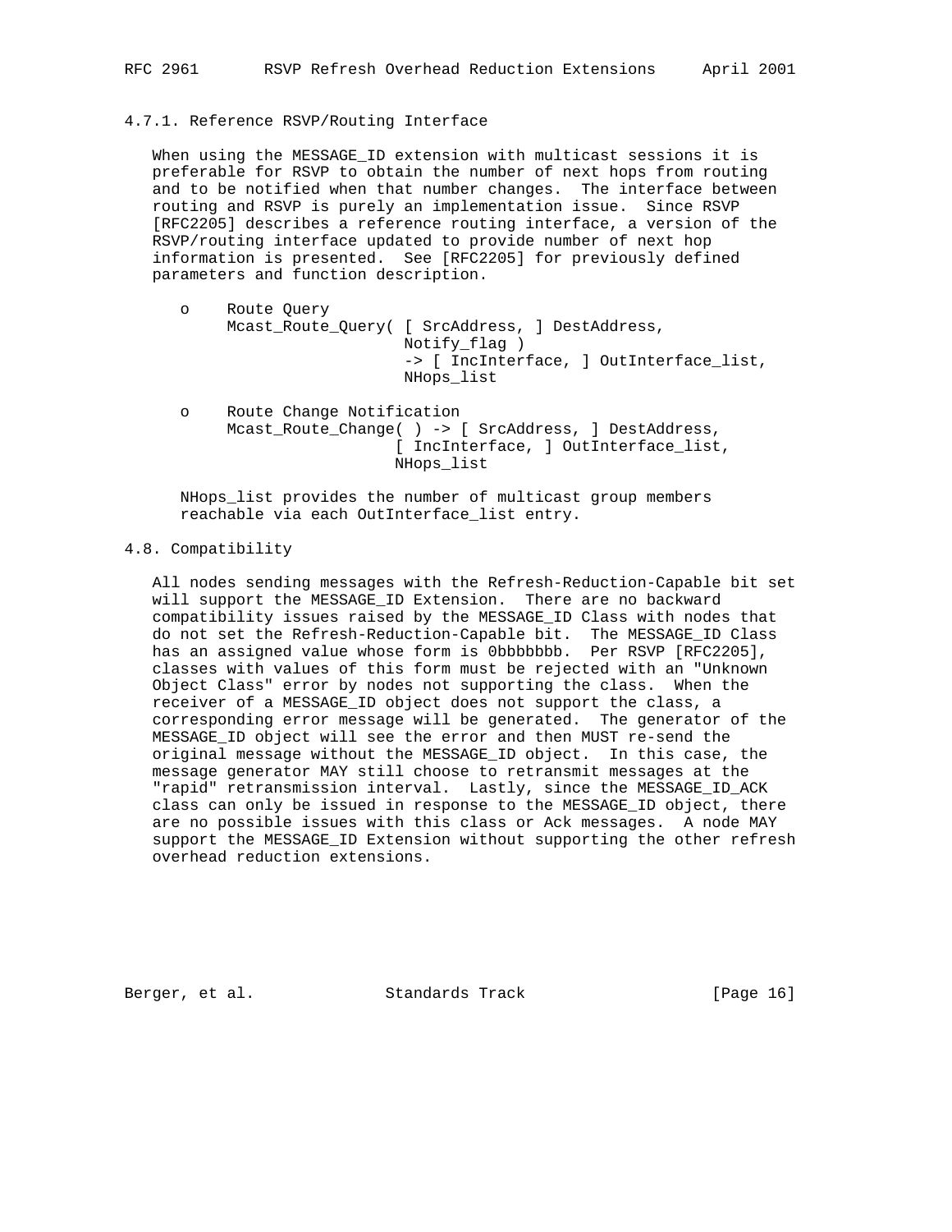### 4.7.1. Reference RSVP/Routing Interface

When using the MESSAGE_ID extension with multicast sessions it is preferable for RSVP to obtain the number of next hops from routing and to be notified when that number changes. The interface between routing and RSVP is purely an implementation issue. Since RSVP [RFC2205] describes a reference routing interface, a version of the RSVP/routing interface updated to provide number of next hop information is presented. See [RFC2205] for previously defined parameters and function description.

- Route Query

```
Mcast_Route_Query( [ SrcAddress, ] DestAddress,
                    Notify_flag )
                    -> [ IncInterface, ] OutInterface_list,
                    NHops_list
```

- Route Change Notification

```
Mcast_Route_Change( ) -> [ SrcAddress, ] DestAddress,
                   [ IncInterface, ] OutInterface_list,
                   NHops_list
```

NHops_list provides the number of multicast group members reachable via each OutInterface_list entry.

## 4.8. Compatibility

All nodes sending messages with the Refresh-Reduction-Capable bit set will support the MESSAGE_ID Extension. There are no backward compatibility issues raised by the MESSAGE_ID Class with nodes that do not set the Refresh-Reduction-Capable bit. The MESSAGE_ID Class has an assigned value whose form is 0bbbbbbb. Per RSVP [RFC2205], classes with values of this form must be rejected with an "Unknown Object Class" error by nodes not supporting the class. When the receiver of a MESSAGE_ID object does not support the class, a corresponding error message will be generated. The generator of the MESSAGE_ID object will see the error and then MUST re-send the original message without the MESSAGE_ID object. In this case, the message generator MAY still choose to retransmit messages at the "rapid" retransmission interval. Lastly, since the MESSAGE_ID_ACK class can only be issued in response to the MESSAGE_ID object, there are no possible issues with this class or Ack messages. A node MAY support the MESSAGE_ID Extension without supporting the other refresh overhead reduction extensions.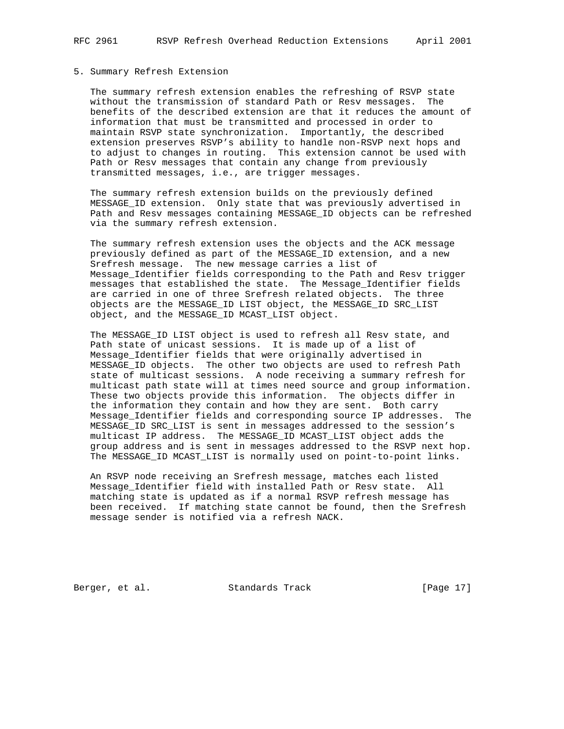## 5. Summary Refresh Extension

The summary refresh extension enables the refreshing of RSVP state without the transmission of standard Path or Resv messages. The benefits of the described extension are that it reduces the amount of information that must be transmitted and processed in order to maintain RSVP state synchronization. Importantly, the described extension preserves RSVP's ability to handle non-RSVP next hops and to adjust to changes in routing. This extension cannot be used with Path or Resv messages that contain any change from previously transmitted messages, i.e., are trigger messages.

The summary refresh extension builds on the previously defined MESSAGE_ID extension. Only state that was previously advertised in Path and Resv messages containing MESSAGE_ID objects can be refreshed via the summary refresh extension.

The summary refresh extension uses the objects and the ACK message previously defined as part of the MESSAGE_ID extension, and a new Srefresh message. The new message carries a list of Message_Identifier fields corresponding to the Path and Resv trigger messages that established the state. The Message_Identifier fields are carried in one of three Srefresh related objects. The three objects are the MESSAGE_ID LIST object, the MESSAGE_ID SRC_LIST object, and the MESSAGE_ID MCAST_LIST object.

The MESSAGE_ID LIST object is used to refresh all Resv state, and Path state of unicast sessions. It is made up of a list of Message_Identifier fields that were originally advertised in MESSAGE_ID objects. The other two objects are used to refresh Path state of multicast sessions. A node receiving a summary refresh for multicast path state will at times need source and group information. These two objects provide this information. The objects differ in the information they contain and how they are sent. Both carry Message_Identifier fields and corresponding source IP addresses. The MESSAGE_ID SRC_LIST is sent in messages addressed to the session's multicast IP address. The MESSAGE_ID MCAST_LIST object adds the group address and is sent in messages addressed to the RSVP next hop. The MESSAGE_ID MCAST_LIST is normally used on point-to-point links.

An RSVP node receiving an Srefresh message, matches each listed Message_Identifier field with installed Path or Resv state. All matching state is updated as if a normal RSVP refresh message has been received. If matching state cannot be found, then the Srefresh message sender is notified via a refresh NACK.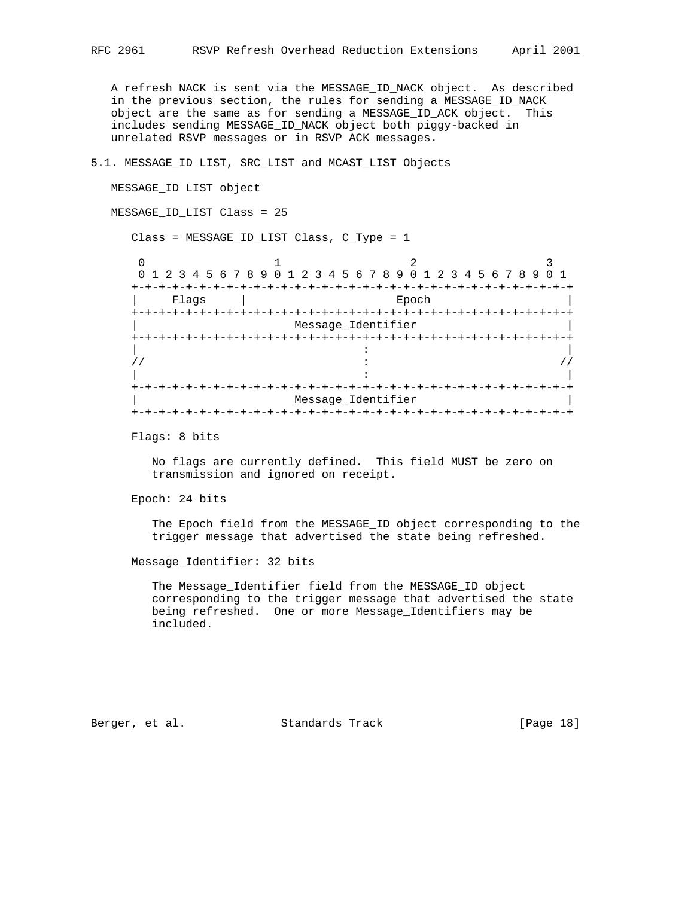A refresh NACK is sent via the MESSAGE_ID_NACK object. As described in the previous section, the rules for sending a MESSAGE_ID_NACK object are the same as for sending a MESSAGE_ID_ACK object. This includes sending MESSAGE_ID_NACK object both piggy-backed in unrelated RSVP messages or in RSVP ACK messages.

## 5.1. MESSAGE_ID LIST, SRC_LIST and MCAST_LIST Objects

MESSAGE_ID LIST object

MESSAGE_ID_LIST Class = 25

Class = MESSAGE_ID_LIST Class, C_Type = 1

```
 0                   1                   2                   3
 0 1 2 3 4 5 6 7 8 9 0 1 2 3 4 5 6 7 8 9 0 1 2 3 4 5 6 7 8 9 0 1
+-+-+-+-+-+-+-+-+-+-+-+-+-+-+-+-+-+-+-+-+-+-+-+-+-+-+-+-+-+-+-+-+
|     Flags     |                     Epoch                     |
+-+-+-+-+-+-+-+-+-+-+-+-+-+-+-+-+-+-+-+-+-+-+-+-+-+-+-+-+-+-+-+-+
|                       Message_Identifier                      |
+-+-+-+-+-+-+-+-+-+-+-+-+-+-+-+-+-+-+-+-+-+-+-+-+-+-+-+-+-+-+-+-+
|                                 :                             |
//                                :                            //
|                                 :                             |
+-+-+-+-+-+-+-+-+-+-+-+-+-+-+-+-+-+-+-+-+-+-+-+-+-+-+-+-+-+-+-+-+
|                       Message_Identifier                      |
+-+-+-+-+-+-+-+-+-+-+-+-+-+-+-+-+-+-+-+-+-+-+-+-+-+-+-+-+-+-+-+-+
```

Flags: 8 bits

No flags are currently defined. This field MUST be zero on transmission and ignored on receipt.

Epoch: 24 bits

The Epoch field from the MESSAGE_ID object corresponding to the trigger message that advertised the state being refreshed.

Message_Identifier: 32 bits

The Message_Identifier field from the MESSAGE_ID object corresponding to the trigger message that advertised the state being refreshed. One or more Message_Identifiers may be included.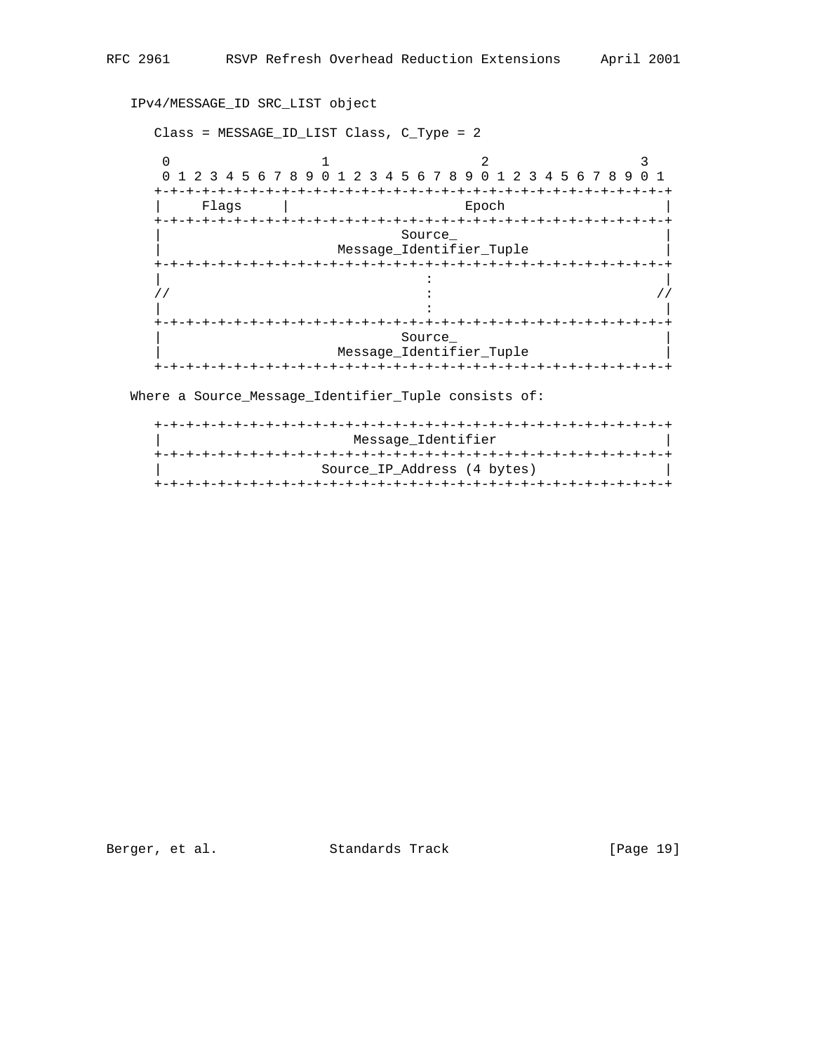IPv4/MESSAGE_ID SRC_LIST object

Class = MESSAGE_ID_LIST Class, C_Type = 2

```
 0                   1                   2                   3
 0 1 2 3 4 5 6 7 8 9 0 1 2 3 4 5 6 7 8 9 0 1 2 3 4 5 6 7 8 9 0 1
+-+-+-+-+-+-+-+-+-+-+-+-+-+-+-+-+-+-+-+-+-+-+-+-+-+-+-+-+-+-+-+-+
|     Flags     |                    Epoch                      |
+-+-+-+-+-+-+-+-+-+-+-+-+-+-+-+-+-+-+-+-+-+-+-+-+-+-+-+-+-+-+-+-+
|                            Source_                            |
|                   Message_Identifier_Tuple                    |
+-+-+-+-+-+-+-+-+-+-+-+-+-+-+-+-+-+-+-+-+-+-+-+-+-+-+-+-+-+-+-+-+
|                                :                              |
//                               :                             //
|                                :                              |
+-+-+-+-+-+-+-+-+-+-+-+-+-+-+-+-+-+-+-+-+-+-+-+-+-+-+-+-+-+-+-+-+
|                            Source_                            |
|                   Message_Identifier_Tuple                    |
+-+-+-+-+-+-+-+-+-+-+-+-+-+-+-+-+-+-+-+-+-+-+-+-+-+-+-+-+-+-+-+-+
```

Where a Source_Message_Identifier_Tuple consists of:

```
+-+-+-+-+-+-+-+-+-+-+-+-+-+-+-+-+-+-+-+-+-+-+-+-+-+-+-+-+-+-+-+-+
|                      Message_Identifier                       |
+-+-+-+-+-+-+-+-+-+-+-+-+-+-+-+-+-+-+-+-+-+-+-+-+-+-+-+-+-+-+-+-+
|                  Source_IP_Address (4 bytes)                  |
+-+-+-+-+-+-+-+-+-+-+-+-+-+-+-+-+-+-+-+-+-+-+-+-+-+-+-+-+-+-+-+-+
```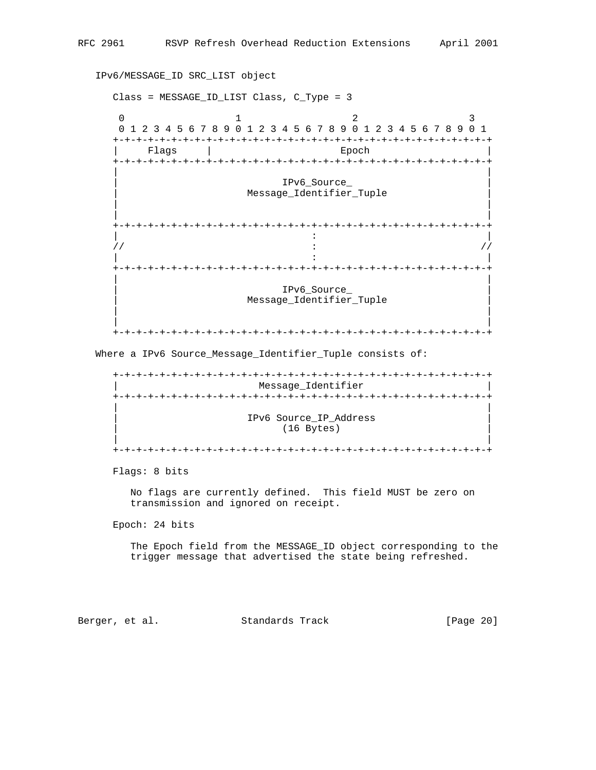IPv6/MESSAGE_ID SRC_LIST object

Class = MESSAGE_ID_LIST Class, C_Type = 3

```
 0                   1                   2                   3
 0 1 2 3 4 5 6 7 8 9 0 1 2 3 4 5 6 7 8 9 0 1 2 3 4 5 6 7 8 9 0 1
+-+-+-+-+-+-+-+-+-+-+-+-+-+-+-+-+-+-+-+-+-+-+-+-+-+-+-+-+-+-+-+-+
|     Flags     |                    Epoch                      |
+-+-+-+-+-+-+-+-+-+-+-+-+-+-+-+-+-+-+-+-+-+-+-+-+-+-+-+-+-+-+-+-+
|                                                               |
|                          IPv6_Source_                         |
|                    Message_Identifier_Tuple                   |
|                                                               |
|                                                               |
+-+-+-+-+-+-+-+-+-+-+-+-+-+-+-+-+-+-+-+-+-+-+-+-+-+-+-+-+-+-+-+-+
|                               :                               |
//                              :                              //
|                               :                               |
+-+-+-+-+-+-+-+-+-+-+-+-+-+-+-+-+-+-+-+-+-+-+-+-+-+-+-+-+-+-+-+-+
|                                                               |
|                          IPv6_Source_                         |
|                    Message_Identifier_Tuple                   |
|                                                               |
|                                                               |
+-+-+-+-+-+-+-+-+-+-+-+-+-+-+-+-+-+-+-+-+-+-+-+-+-+-+-+-+-+-+-+-+
```

Where a IPv6 Source_Message_Identifier_Tuple consists of:

```
+-+-+-+-+-+-+-+-+-+-+-+-+-+-+-+-+-+-+-+-+-+-+-+-+-+-+-+-+-+-+-+-+
|                       Message_Identifier                      |
+-+-+-+-+-+-+-+-+-+-+-+-+-+-+-+-+-+-+-+-+-+-+-+-+-+-+-+-+-+-+-+-+
|                                                               |
|                    IPv6 Source_IP_Address                     |
|                          (16 Bytes)                           |
|                                                               |
+-+-+-+-+-+-+-+-+-+-+-+-+-+-+-+-+-+-+-+-+-+-+-+-+-+-+-+-+-+-+-+-+
```

Flags: 8 bits

No flags are currently defined. This field MUST be zero on transmission and ignored on receipt.

Epoch: 24 bits

The Epoch field from the MESSAGE_ID object corresponding to the trigger message that advertised the state being refreshed.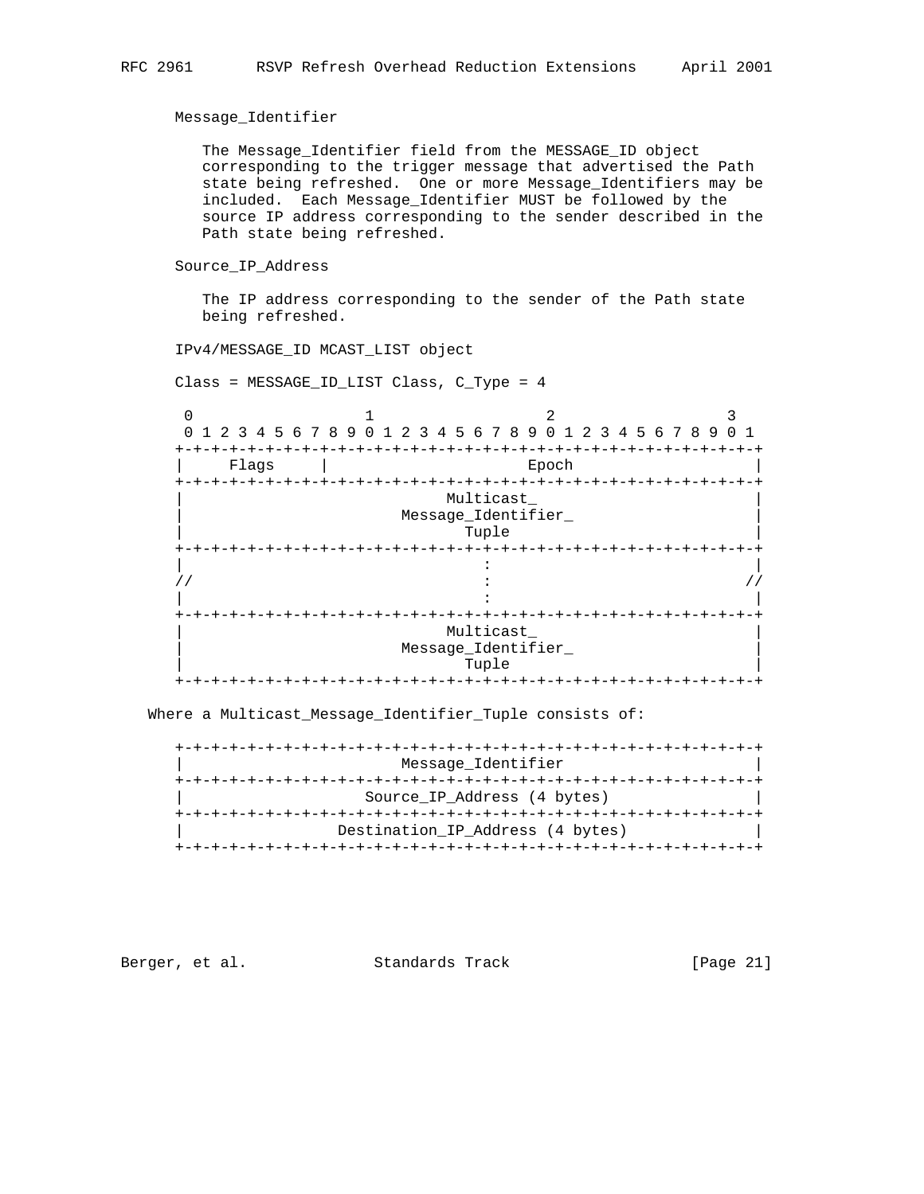Message_Identifier

The Message_Identifier field from the MESSAGE_ID object corresponding to the trigger message that advertised the Path state being refreshed. One or more Message_Identifiers may be included. Each Message_Identifier MUST be followed by the source IP address corresponding to the sender described in the Path state being refreshed.

Source_IP_Address

The IP address corresponding to the sender of the Path state being refreshed.

IPv4/MESSAGE_ID MCAST_LIST object

Class = MESSAGE_ID_LIST Class, C_Type = 4

```
 0                   1                   2                   3
 0 1 2 3 4 5 6 7 8 9 0 1 2 3 4 5 6 7 8 9 0 1 2 3 4 5 6 7 8 9 0 1
+-+-+-+-+-+-+-+-+-+-+-+-+-+-+-+-+-+-+-+-+-+-+-+-+-+-+-+-+-+-+-+-+
|     Flags     |                    Epoch                      |
+-+-+-+-+-+-+-+-+-+-+-+-+-+-+-+-+-+-+-+-+-+-+-+-+-+-+-+-+-+-+-+-+
|                           Multicast_                          |
|                       Message_Identifier_                     |
|                             Tuple                             |
+-+-+-+-+-+-+-+-+-+-+-+-+-+-+-+-+-+-+-+-+-+-+-+-+-+-+-+-+-+-+-+-+
|                                :                              |
//                               :                             //
|                                :                              |
+-+-+-+-+-+-+-+-+-+-+-+-+-+-+-+-+-+-+-+-+-+-+-+-+-+-+-+-+-+-+-+-+
|                           Multicast_                          |
|                       Message_Identifier_                     |
|                             Tuple                             |
+-+-+-+-+-+-+-+-+-+-+-+-+-+-+-+-+-+-+-+-+-+-+-+-+-+-+-+-+-+-+-+-+
```

Where a Multicast_Message_Identifier_Tuple consists of:

```
+-+-+-+-+-+-+-+-+-+-+-+-+-+-+-+-+-+-+-+-+-+-+-+-+-+-+-+-+-+-+-+-+
|                       Message_Identifier                      |
+-+-+-+-+-+-+-+-+-+-+-+-+-+-+-+-+-+-+-+-+-+-+-+-+-+-+-+-+-+-+-+-+
|                   Source_IP_Address (4 bytes)                 |
+-+-+-+-+-+-+-+-+-+-+-+-+-+-+-+-+-+-+-+-+-+-+-+-+-+-+-+-+-+-+-+-+
|                 Destination_IP_Address (4 bytes)              |
+-+-+-+-+-+-+-+-+-+-+-+-+-+-+-+-+-+-+-+-+-+-+-+-+-+-+-+-+-+-+-+-+
```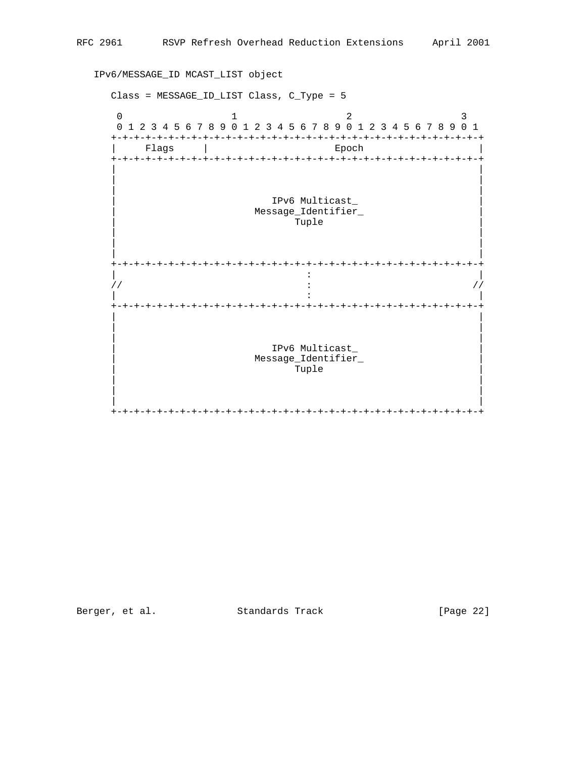IPv6/MESSAGE_ID MCAST_LIST object

Class = MESSAGE_ID_LIST Class, C_Type = 5

```
 0                   1                   2                   3
 0 1 2 3 4 5 6 7 8 9 0 1 2 3 4 5 6 7 8 9 0 1 2 3 4 5 6 7 8 9 0 1
+-+-+-+-+-+-+-+-+-+-+-+-+-+-+-+-+-+-+-+-+-+-+-+-+-+-+-+-+-+-+-+-+
|     Flags     |                     Epoch                     |
+-+-+-+-+-+-+-+-+-+-+-+-+-+-+-+-+-+-+-+-+-+-+-+-+-+-+-+-+-+-+-+-+
|                                                               |
|                                                               |
|                                                               |
|                         IPv6 Multicast_                       |
|                      Message_Identifier_                      |
|                             Tuple                             |
|                                                               |
|                                                               |
|                                                               |
+-+-+-+-+-+-+-+-+-+-+-+-+-+-+-+-+-+-+-+-+-+-+-+-+-+-+-+-+-+-+-+-+
|                               :                               |
//                              :                              //
|                               :                               |
+-+-+-+-+-+-+-+-+-+-+-+-+-+-+-+-+-+-+-+-+-+-+-+-+-+-+-+-+-+-+-+-+
|                                                               |
|                                                               |
|                                                               |
|                         IPv6 Multicast_                       |
|                      Message_Identifier_                      |
|                             Tuple                             |
|                                                               |
|                                                               |
|                                                               |
+-+-+-+-+-+-+-+-+-+-+-+-+-+-+-+-+-+-+-+-+-+-+-+-+-+-+-+-+-+-+-+-+
```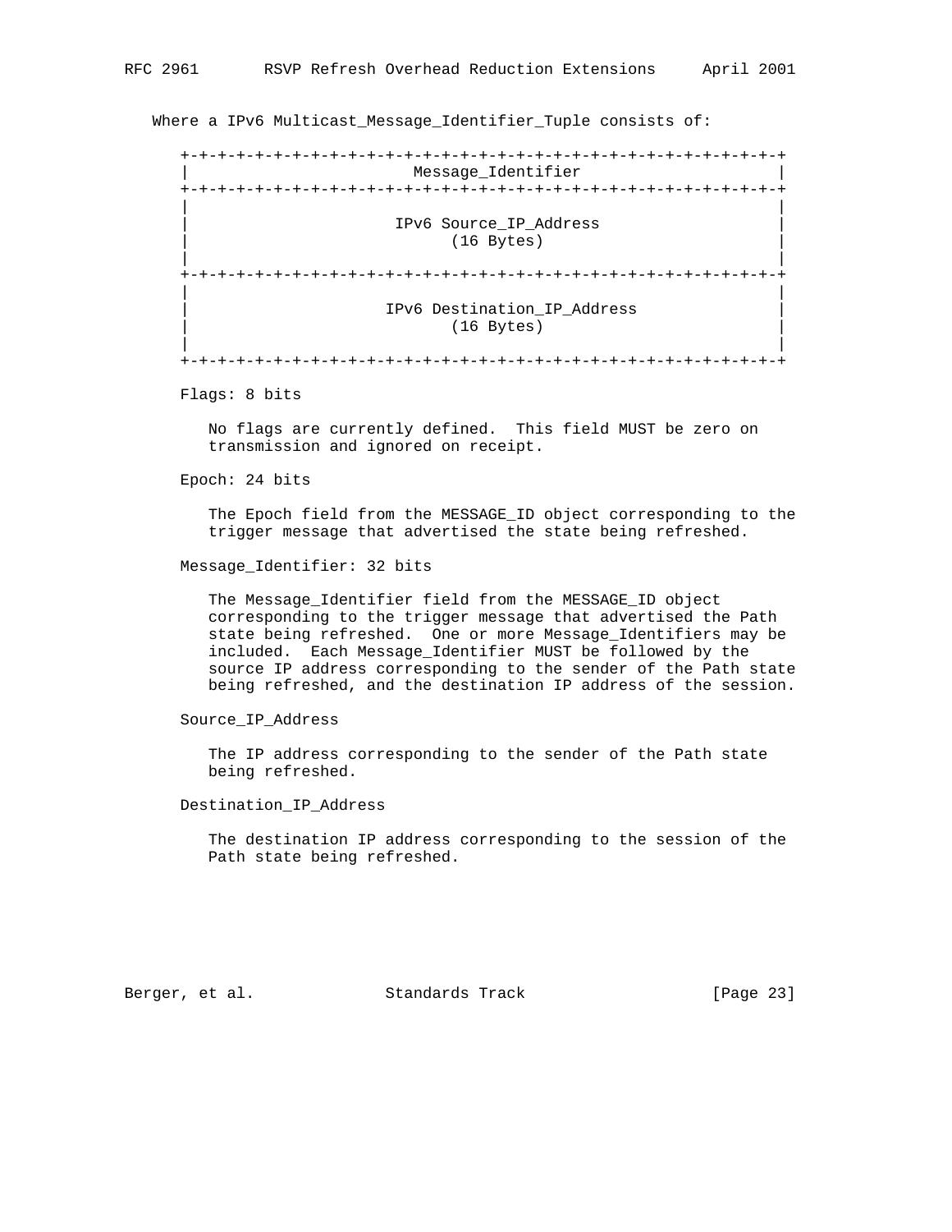Where a IPv6 Multicast_Message_Identifier_Tuple consists of:

```
+-+-+-+-+-+-+-+-+-+-+-+-+-+-+-+-+-+-+-+-+-+-+-+-+-+-+-+-+-+-+-+-+
|                       Message_Identifier                      |
+-+-+-+-+-+-+-+-+-+-+-+-+-+-+-+-+-+-+-+-+-+-+-+-+-+-+-+-+-+-+-+-+
|                                                               |
|                     IPv6 Source_IP_Address                    |
|                          (16 Bytes)                           |
|                                                               |
+-+-+-+-+-+-+-+-+-+-+-+-+-+-+-+-+-+-+-+-+-+-+-+-+-+-+-+-+-+-+-+-+
|                                                               |
|                   IPv6 Destination_IP_Address                 |
|                          (16 Bytes)                           |
|                                                               |
+-+-+-+-+-+-+-+-+-+-+-+-+-+-+-+-+-+-+-+-+-+-+-+-+-+-+-+-+-+-+-+-+
```

Flags: 8 bits

No flags are currently defined. This field MUST be zero on transmission and ignored on receipt.

Epoch: 24 bits

The Epoch field from the MESSAGE_ID object corresponding to the trigger message that advertised the state being refreshed.

Message_Identifier: 32 bits

The Message_Identifier field from the MESSAGE_ID object corresponding to the trigger message that advertised the Path state being refreshed. One or more Message_Identifiers may be included. Each Message_Identifier MUST be followed by the source IP address corresponding to the sender of the Path state being refreshed, and the destination IP address of the session.

Source_IP_Address

The IP address corresponding to the sender of the Path state being refreshed.

Destination_IP_Address

The destination IP address corresponding to the session of the Path state being refreshed.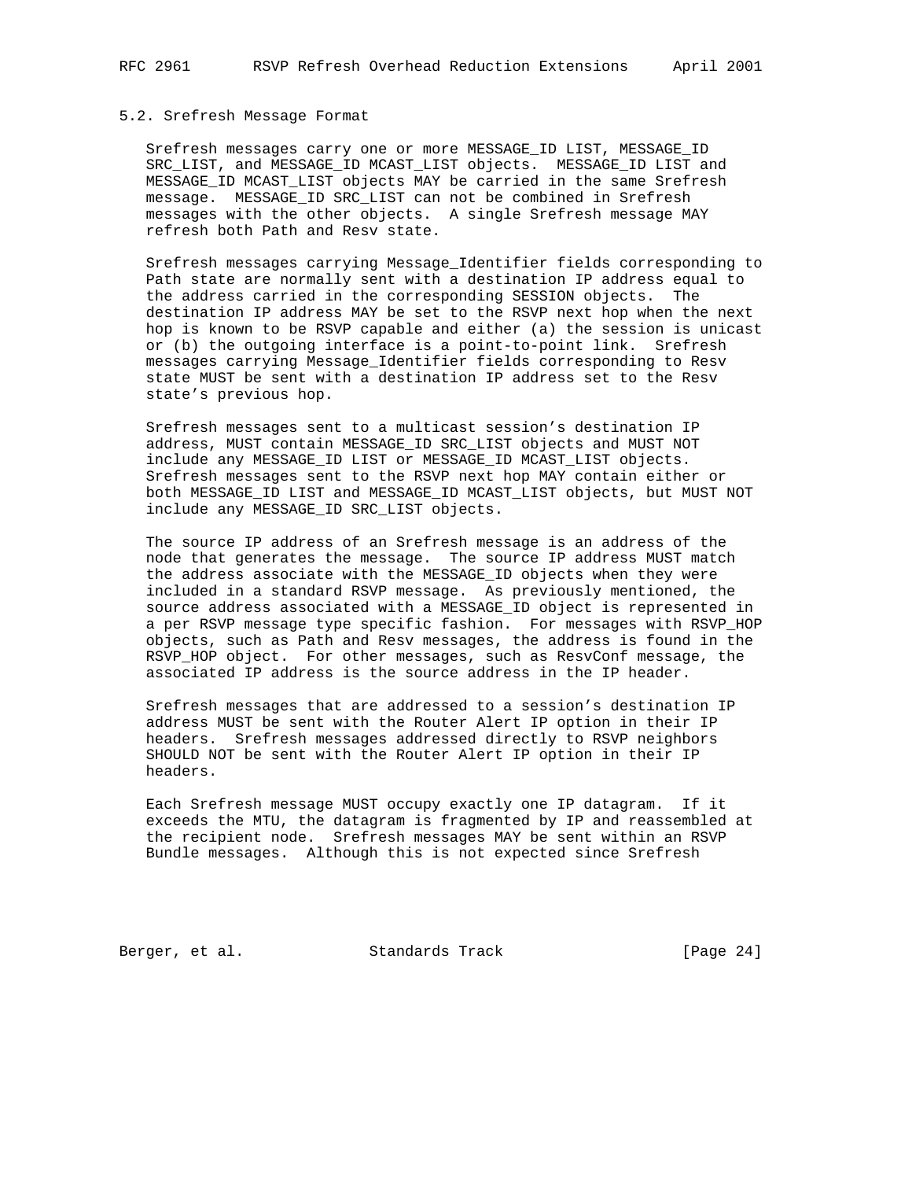### 5.2. Srefresh Message Format

Srefresh messages carry one or more MESSAGE_ID LIST, MESSAGE_ID SRC_LIST, and MESSAGE_ID MCAST_LIST objects. MESSAGE_ID LIST and MESSAGE_ID MCAST_LIST objects MAY be carried in the same Srefresh message. MESSAGE_ID SRC_LIST can not be combined in Srefresh messages with the other objects. A single Srefresh message MAY refresh both Path and Resv state.

Srefresh messages carrying Message_Identifier fields corresponding to Path state are normally sent with a destination IP address equal to the address carried in the corresponding SESSION objects. The destination IP address MAY be set to the RSVP next hop when the next hop is known to be RSVP capable and either (a) the session is unicast or (b) the outgoing interface is a point-to-point link. Srefresh messages carrying Message_Identifier fields corresponding to Resv state MUST be sent with a destination IP address set to the Resv state's previous hop.

Srefresh messages sent to a multicast session's destination IP address, MUST contain MESSAGE_ID SRC_LIST objects and MUST NOT include any MESSAGE_ID LIST or MESSAGE_ID MCAST_LIST objects. Srefresh messages sent to the RSVP next hop MAY contain either or both MESSAGE_ID LIST and MESSAGE_ID MCAST_LIST objects, but MUST NOT include any MESSAGE_ID SRC_LIST objects.

The source IP address of an Srefresh message is an address of the node that generates the message. The source IP address MUST match the address associate with the MESSAGE_ID objects when they were included in a standard RSVP message. As previously mentioned, the source address associated with a MESSAGE_ID object is represented in a per RSVP message type specific fashion. For messages with RSVP_HOP objects, such as Path and Resv messages, the address is found in the RSVP_HOP object. For other messages, such as ResvConf message, the associated IP address is the source address in the IP header.

Srefresh messages that are addressed to a session's destination IP address MUST be sent with the Router Alert IP option in their IP headers. Srefresh messages addressed directly to RSVP neighbors SHOULD NOT be sent with the Router Alert IP option in their IP headers.

Each Srefresh message MUST occupy exactly one IP datagram. If it exceeds the MTU, the datagram is fragmented by IP and reassembled at the recipient node. Srefresh messages MAY be sent within an RSVP Bundle messages. Although this is not expected since Srefresh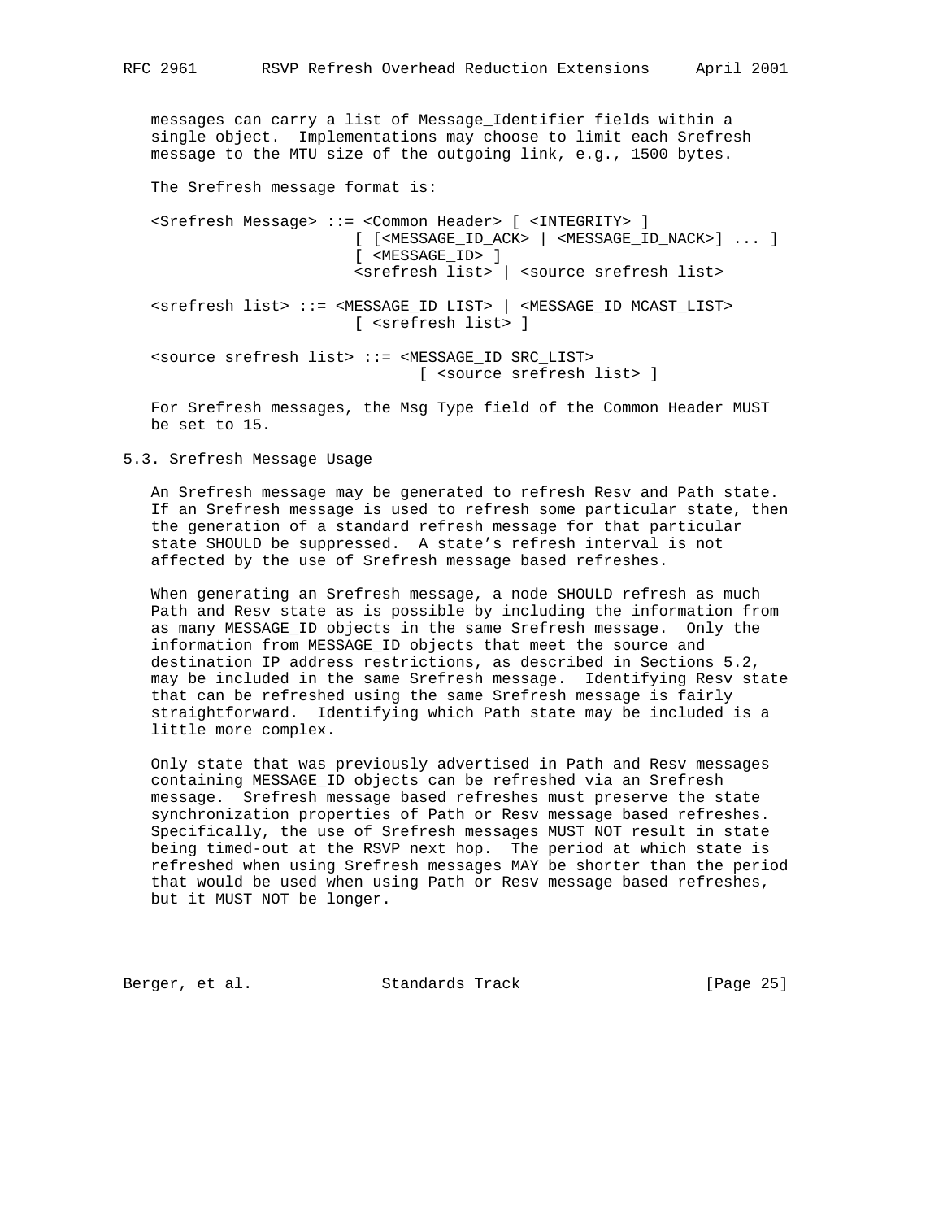messages can carry a list of Message_Identifier fields within a single object. Implementations may choose to limit each Srefresh message to the MTU size of the outgoing link, e.g., 1500 bytes.

The Srefresh message format is:

```
<Srefresh Message> ::= <Common Header> [ <INTEGRITY> ]
                       [ [<MESSAGE_ID_ACK> | <MESSAGE_ID_NACK>] ... ]
                       [ <MESSAGE_ID> ]
                       <srefresh list> | <source srefresh list>

<srefresh list> ::= <MESSAGE_ID LIST> | <MESSAGE_ID MCAST_LIST>
                       [ <srefresh list> ]

<source srefresh list> ::= <MESSAGE_ID SRC_LIST>
                              [ <source srefresh list> ]
```

For Srefresh messages, the Msg Type field of the Common Header MUST be set to 15.

## 5.3. Srefresh Message Usage

An Srefresh message may be generated to refresh Resv and Path state. If an Srefresh message is used to refresh some particular state, then the generation of a standard refresh message for that particular state SHOULD be suppressed. A state's refresh interval is not affected by the use of Srefresh message based refreshes.

When generating an Srefresh message, a node SHOULD refresh as much Path and Resv state as is possible by including the information from as many MESSAGE_ID objects in the same Srefresh message. Only the information from MESSAGE_ID objects that meet the source and destination IP address restrictions, as described in Sections 5.2, may be included in the same Srefresh message. Identifying Resv state that can be refreshed using the same Srefresh message is fairly straightforward. Identifying which Path state may be included is a little more complex.

Only state that was previously advertised in Path and Resv messages containing MESSAGE_ID objects can be refreshed via an Srefresh message. Srefresh message based refreshes must preserve the state synchronization properties of Path or Resv message based refreshes. Specifically, the use of Srefresh messages MUST NOT result in state being timed-out at the RSVP next hop. The period at which state is refreshed when using Srefresh messages MAY be shorter than the period that would be used when using Path or Resv message based refreshes, but it MUST NOT be longer.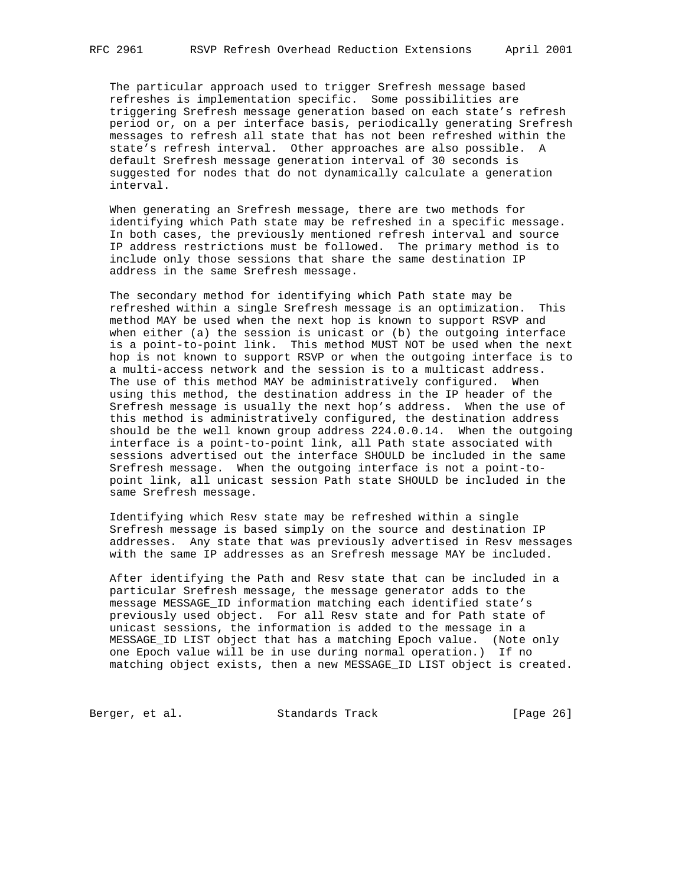The particular approach used to trigger Srefresh message based refreshes is implementation specific. Some possibilities are triggering Srefresh message generation based on each state's refresh period or, on a per interface basis, periodically generating Srefresh messages to refresh all state that has not been refreshed within the state's refresh interval. Other approaches are also possible. A default Srefresh message generation interval of 30 seconds is suggested for nodes that do not dynamically calculate a generation interval.

When generating an Srefresh message, there are two methods for identifying which Path state may be refreshed in a specific message. In both cases, the previously mentioned refresh interval and source IP address restrictions must be followed. The primary method is to include only those sessions that share the same destination IP address in the same Srefresh message.

The secondary method for identifying which Path state may be refreshed within a single Srefresh message is an optimization. This method MAY be used when the next hop is known to support RSVP and when either (a) the session is unicast or (b) the outgoing interface is a point-to-point link. This method MUST NOT be used when the next hop is not known to support RSVP or when the outgoing interface is to a multi-access network and the session is to a multicast address. The use of this method MAY be administratively configured. When using this method, the destination address in the IP header of the Srefresh message is usually the next hop's address. When the use of this method is administratively configured, the destination address should be the well known group address 224.0.0.14. When the outgoing interface is a point-to-point link, all Path state associated with sessions advertised out the interface SHOULD be included in the same Srefresh message. When the outgoing interface is not a point-to-point link, all unicast session Path state SHOULD be included in the same Srefresh message.

Identifying which Resv state may be refreshed within a single Srefresh message is based simply on the source and destination IP addresses. Any state that was previously advertised in Resv messages with the same IP addresses as an Srefresh message MAY be included.

After identifying the Path and Resv state that can be included in a particular Srefresh message, the message generator adds to the message MESSAGE_ID information matching each identified state's previously used object. For all Resv state and for Path state of unicast sessions, the information is added to the message in a MESSAGE_ID LIST object that has a matching Epoch value. (Note only one Epoch value will be in use during normal operation.) If no matching object exists, then a new MESSAGE_ID LIST object is created.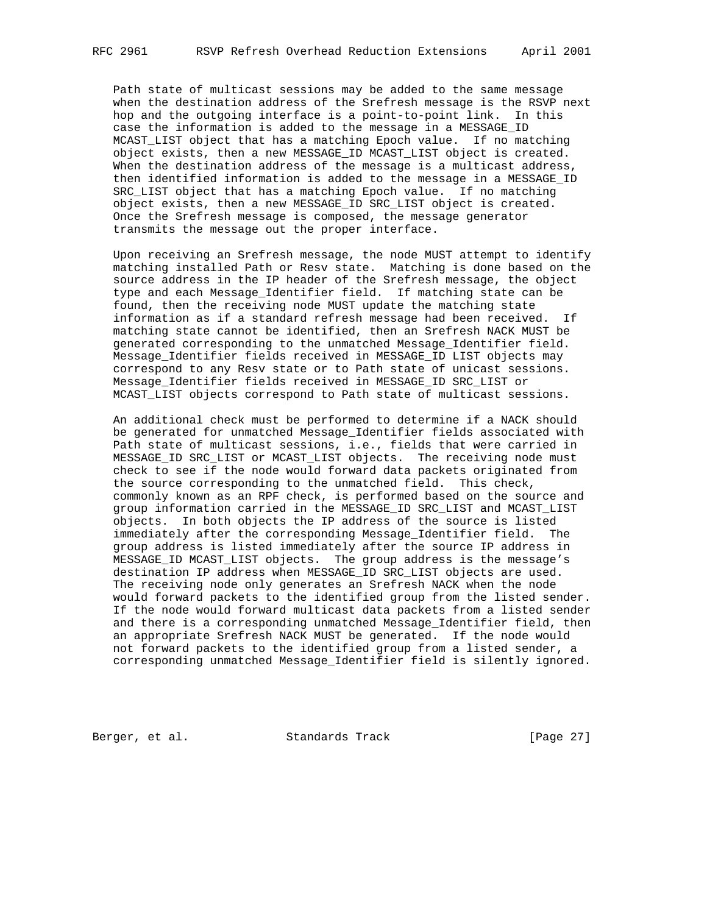Path state of multicast sessions may be added to the same message when the destination address of the Srefresh message is the RSVP next hop and the outgoing interface is a point-to-point link. In this case the information is added to the message in a MESSAGE_ID MCAST_LIST object that has a matching Epoch value. If no matching object exists, then a new MESSAGE_ID MCAST_LIST object is created. When the destination address of the message is a multicast address, then identified information is added to the message in a MESSAGE_ID SRC_LIST object that has a matching Epoch value. If no matching object exists, then a new MESSAGE_ID SRC_LIST object is created. Once the Srefresh message is composed, the message generator transmits the message out the proper interface.

Upon receiving an Srefresh message, the node MUST attempt to identify matching installed Path or Resv state. Matching is done based on the source address in the IP header of the Srefresh message, the object type and each Message_Identifier field. If matching state can be found, then the receiving node MUST update the matching state information as if a standard refresh message had been received. If matching state cannot be identified, then an Srefresh NACK MUST be generated corresponding to the unmatched Message_Identifier field. Message_Identifier fields received in MESSAGE_ID LIST objects may correspond to any Resv state or to Path state of unicast sessions. Message_Identifier fields received in MESSAGE_ID SRC_LIST or MCAST_LIST objects correspond to Path state of multicast sessions.

An additional check must be performed to determine if a NACK should be generated for unmatched Message_Identifier fields associated with Path state of multicast sessions, i.e., fields that were carried in MESSAGE_ID SRC_LIST or MCAST_LIST objects. The receiving node must check to see if the node would forward data packets originated from the source corresponding to the unmatched field. This check, commonly known as an RPF check, is performed based on the source and group information carried in the MESSAGE_ID SRC_LIST and MCAST_LIST objects. In both objects the IP address of the source is listed immediately after the corresponding Message_Identifier field. The group address is listed immediately after the source IP address in MESSAGE_ID MCAST_LIST objects. The group address is the message's destination IP address when MESSAGE_ID SRC_LIST objects are used. The receiving node only generates an Srefresh NACK when the node would forward packets to the identified group from the listed sender. If the node would forward multicast data packets from a listed sender and there is a corresponding unmatched Message_Identifier field, then an appropriate Srefresh NACK MUST be generated. If the node would not forward packets to the identified group from a listed sender, a corresponding unmatched Message_Identifier field is silently ignored.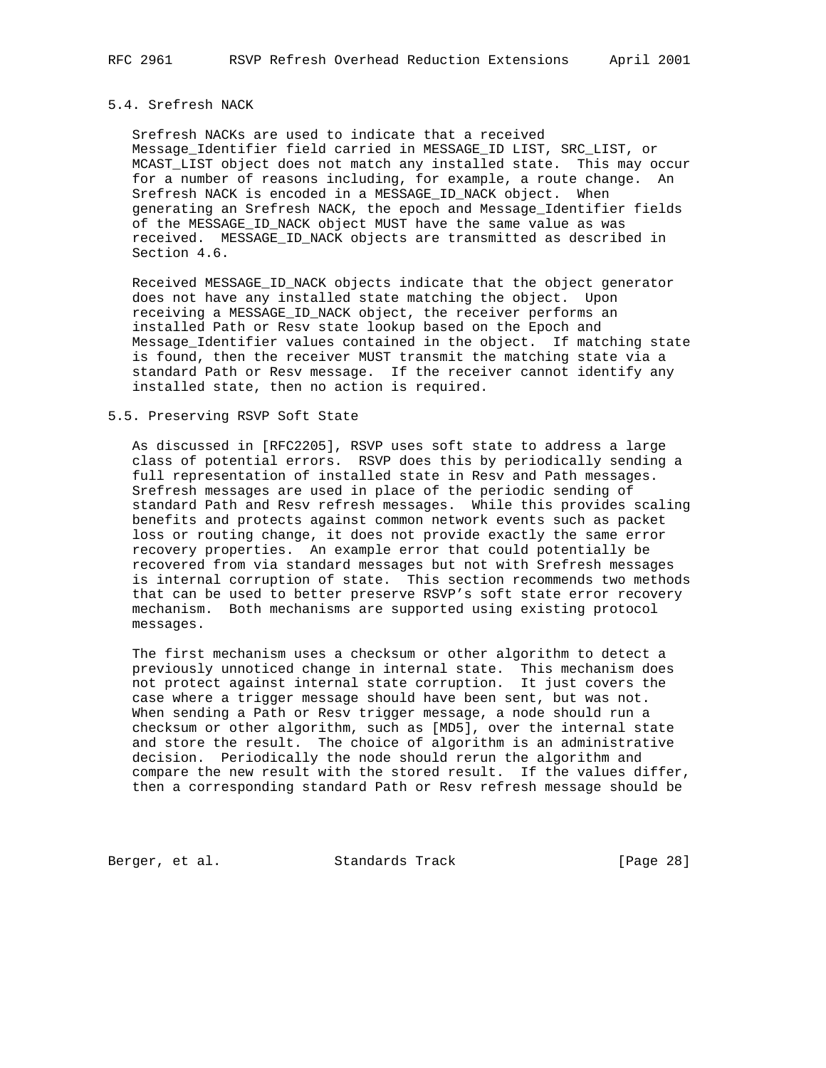### 5.4. Srefresh NACK

Srefresh NACKs are used to indicate that a received Message_Identifier field carried in MESSAGE_ID LIST, SRC_LIST, or MCAST_LIST object does not match any installed state. This may occur for a number of reasons including, for example, a route change. An Srefresh NACK is encoded in a MESSAGE_ID_NACK object. When generating an Srefresh NACK, the epoch and Message_Identifier fields of the MESSAGE_ID_NACK object MUST have the same value as was received. MESSAGE_ID_NACK objects are transmitted as described in Section 4.6.

Received MESSAGE_ID_NACK objects indicate that the object generator does not have any installed state matching the object. Upon receiving a MESSAGE_ID_NACK object, the receiver performs an installed Path or Resv state lookup based on the Epoch and Message_Identifier values contained in the object. If matching state is found, then the receiver MUST transmit the matching state via a standard Path or Resv message. If the receiver cannot identify any installed state, then no action is required.

### 5.5. Preserving RSVP Soft State

As discussed in [RFC2205], RSVP uses soft state to address a large class of potential errors. RSVP does this by periodically sending a full representation of installed state in Resv and Path messages. Srefresh messages are used in place of the periodic sending of standard Path and Resv refresh messages. While this provides scaling benefits and protects against common network events such as packet loss or routing change, it does not provide exactly the same error recovery properties. An example error that could potentially be recovered from via standard messages but not with Srefresh messages is internal corruption of state. This section recommends two methods that can be used to better preserve RSVP's soft state error recovery mechanism. Both mechanisms are supported using existing protocol messages.

The first mechanism uses a checksum or other algorithm to detect a previously unnoticed change in internal state. This mechanism does not protect against internal state corruption. It just covers the case where a trigger message should have been sent, but was not. When sending a Path or Resv trigger message, a node should run a checksum or other algorithm, such as [MD5], over the internal state and store the result. The choice of algorithm is an administrative decision. Periodically the node should rerun the algorithm and compare the new result with the stored result. If the values differ, then a corresponding standard Path or Resv refresh message should be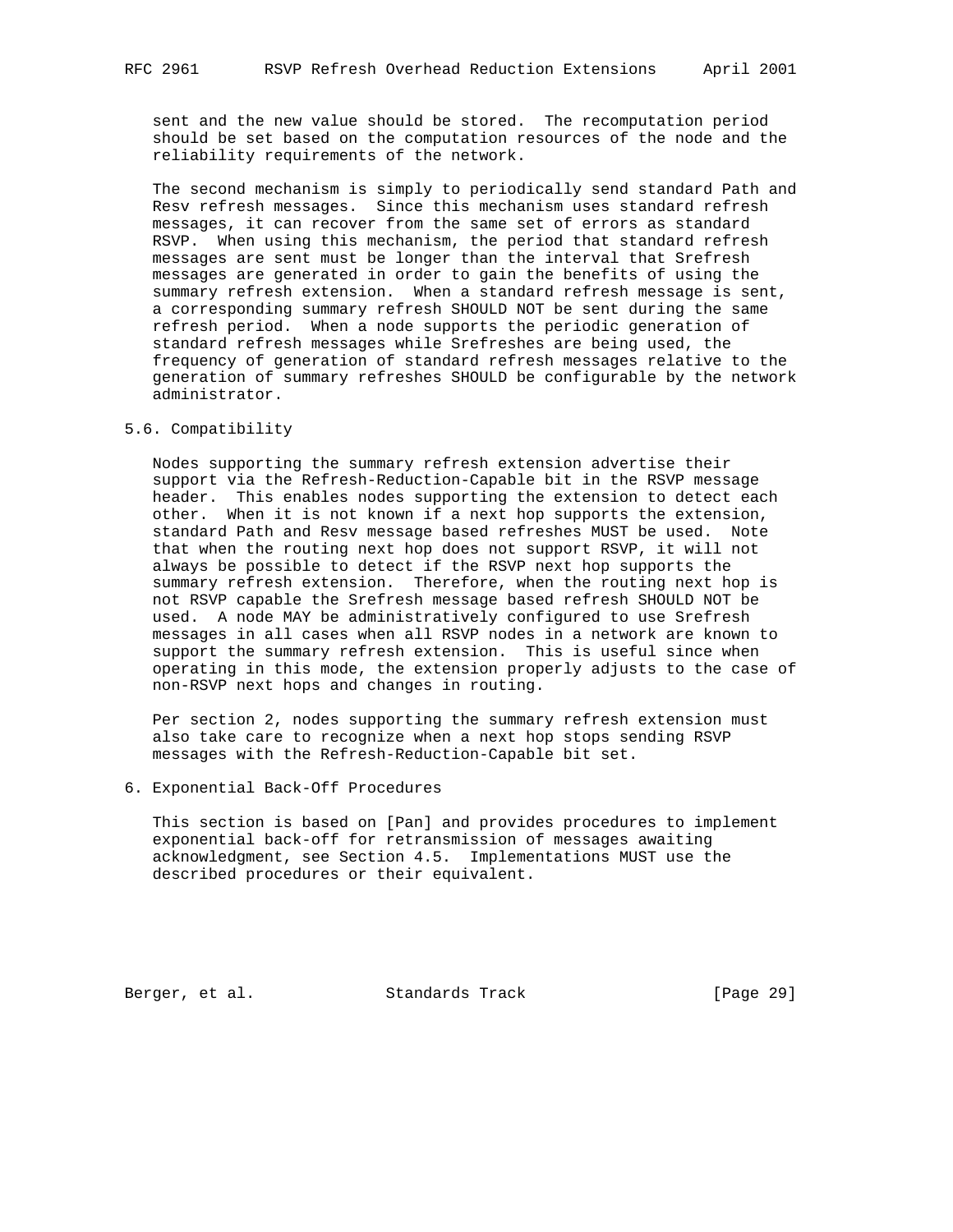sent and the new value should be stored. The recomputation period should be set based on the computation resources of the node and the reliability requirements of the network.

The second mechanism is simply to periodically send standard Path and Resv refresh messages. Since this mechanism uses standard refresh messages, it can recover from the same set of errors as standard RSVP. When using this mechanism, the period that standard refresh messages are sent must be longer than the interval that Srefresh messages are generated in order to gain the benefits of using the summary refresh extension. When a standard refresh message is sent, a corresponding summary refresh SHOULD NOT be sent during the same refresh period. When a node supports the periodic generation of standard refresh messages while Srefreshes are being used, the frequency of generation of standard refresh messages relative to the generation of summary refreshes SHOULD be configurable by the network administrator.

## 5.6. Compatibility

Nodes supporting the summary refresh extension advertise their support via the Refresh-Reduction-Capable bit in the RSVP message header. This enables nodes supporting the extension to detect each other. When it is not known if a next hop supports the extension, standard Path and Resv message based refreshes MUST be used. Note that when the routing next hop does not support RSVP, it will not always be possible to detect if the RSVP next hop supports the summary refresh extension. Therefore, when the routing next hop is not RSVP capable the Srefresh message based refresh SHOULD NOT be used. A node MAY be administratively configured to use Srefresh messages in all cases when all RSVP nodes in a network are known to support the summary refresh extension. This is useful since when operating in this mode, the extension properly adjusts to the case of non-RSVP next hops and changes in routing.

Per section 2, nodes supporting the summary refresh extension must also take care to recognize when a next hop stops sending RSVP messages with the Refresh-Reduction-Capable bit set.

# 6. Exponential Back-Off Procedures

This section is based on [Pan] and provides procedures to implement exponential back-off for retransmission of messages awaiting acknowledgment, see Section 4.5. Implementations MUST use the described procedures or their equivalent.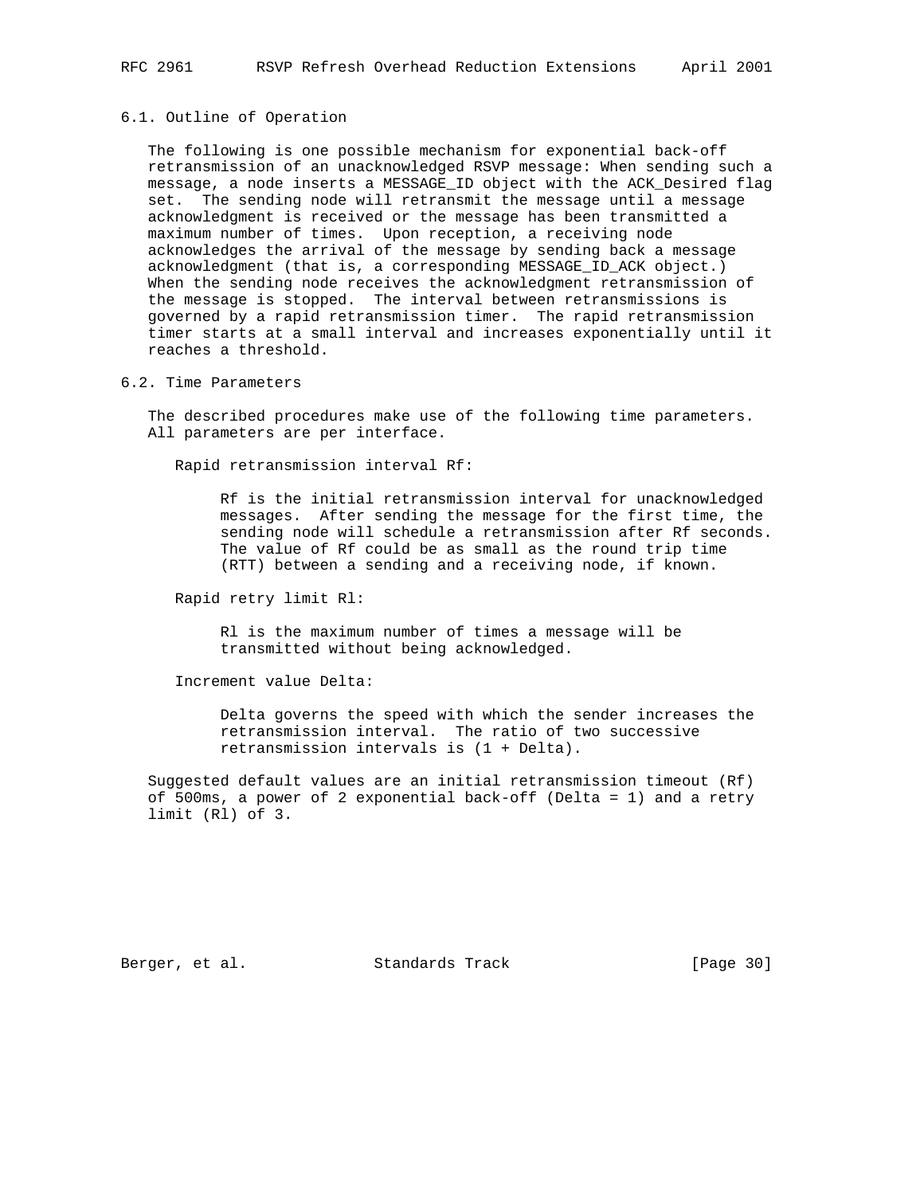### 6.1. Outline of Operation

The following is one possible mechanism for exponential back-off retransmission of an unacknowledged RSVP message: When sending such a message, a node inserts a MESSAGE_ID object with the ACK_Desired flag set. The sending node will retransmit the message until a message acknowledgment is received or the message has been transmitted a maximum number of times. Upon reception, a receiving node acknowledges the arrival of the message by sending back a message acknowledgment (that is, a corresponding MESSAGE_ID_ACK object.) When the sending node receives the acknowledgment retransmission of the message is stopped. The interval between retransmissions is governed by a rapid retransmission timer. The rapid retransmission timer starts at a small interval and increases exponentially until it reaches a threshold.

### 6.2. Time Parameters

The described procedures make use of the following time parameters. All parameters are per interface.

Rapid retransmission interval Rf:

> Rf is the initial retransmission interval for unacknowledged messages. After sending the message for the first time, the sending node will schedule a retransmission after Rf seconds. The value of Rf could be as small as the round trip time (RTT) between a sending and a receiving node, if known.

Rapid retry limit Rl:

> Rl is the maximum number of times a message will be transmitted without being acknowledged.

Increment value Delta:

> Delta governs the speed with which the sender increases the retransmission interval. The ratio of two successive retransmission intervals is (1 + Delta).

Suggested default values are an initial retransmission timeout (Rf) of 500ms, a power of 2 exponential back-off (Delta = 1) and a retry limit (Rl) of 3.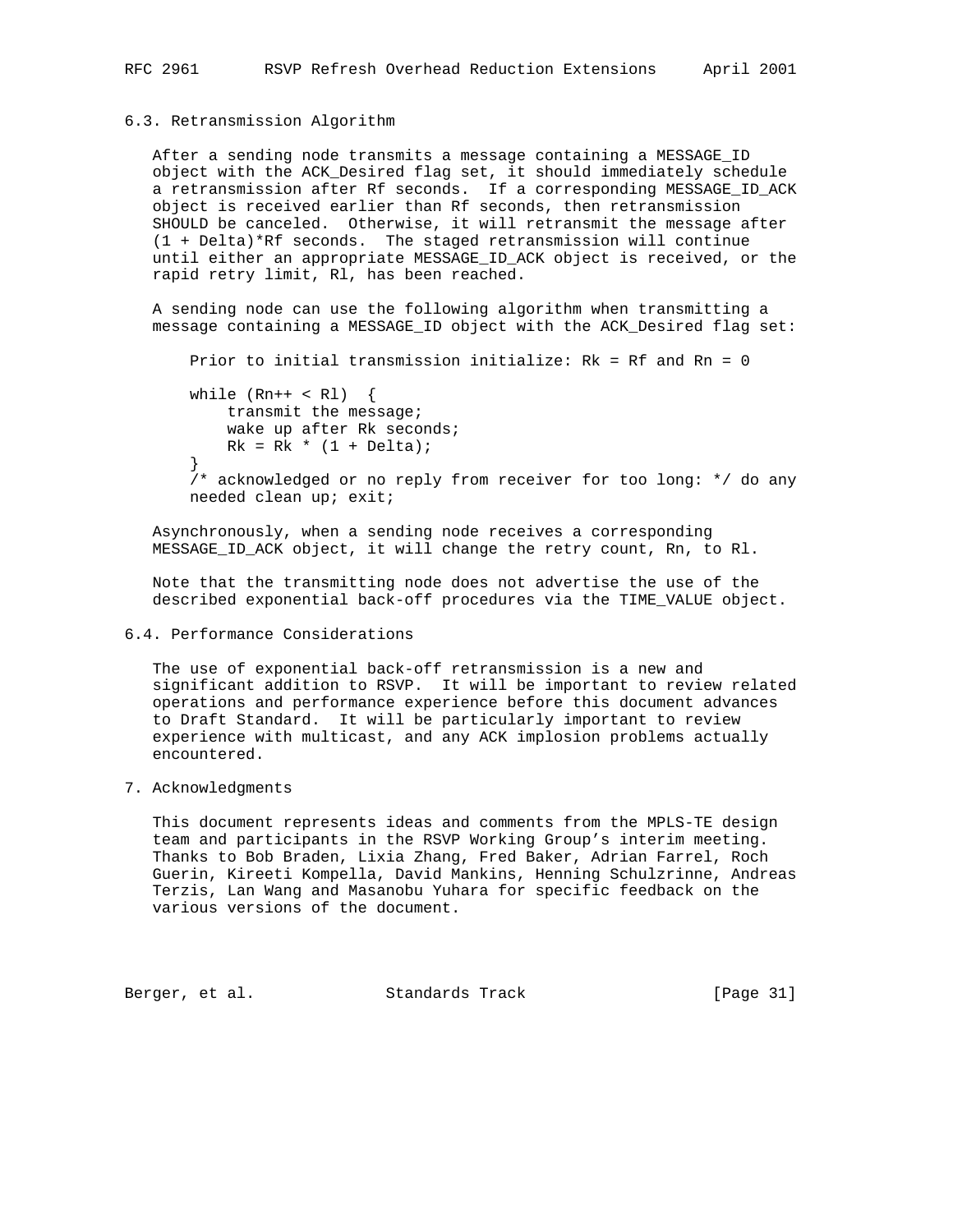### 6.3. Retransmission Algorithm

After a sending node transmits a message containing a MESSAGE_ID object with the ACK_Desired flag set, it should immediately schedule a retransmission after Rf seconds. If a corresponding MESSAGE_ID_ACK object is received earlier than Rf seconds, then retransmission SHOULD be canceled. Otherwise, it will retransmit the message after (1 + Delta)*Rf seconds. The staged retransmission will continue until either an appropriate MESSAGE_ID_ACK object is received, or the rapid retry limit, Rl, has been reached.

A sending node can use the following algorithm when transmitting a message containing a MESSAGE_ID object with the ACK_Desired flag set:

```
Prior to initial transmission initialize: Rk = Rf and Rn = 0

while (Rn++ < Rl)  {
    transmit the message;
    wake up after Rk seconds;
    Rk = Rk * (1 + Delta);
}
/* acknowledged or no reply from receiver for too long: */ do any
needed clean up; exit;
```

Asynchronously, when a sending node receives a corresponding MESSAGE_ID_ACK object, it will change the retry count, Rn, to Rl.

Note that the transmitting node does not advertise the use of the described exponential back-off procedures via the TIME_VALUE object.

### 6.4. Performance Considerations

The use of exponential back-off retransmission is a new and significant addition to RSVP. It will be important to review related operations and performance experience before this document advances to Draft Standard. It will be particularly important to review experience with multicast, and any ACK implosion problems actually encountered.

## 7. Acknowledgments

This document represents ideas and comments from the MPLS-TE design team and participants in the RSVP Working Group's interim meeting. Thanks to Bob Braden, Lixia Zhang, Fred Baker, Adrian Farrel, Roch Guerin, Kireeti Kompella, David Mankins, Henning Schulzrinne, Andreas Terzis, Lan Wang and Masanobu Yuhara for specific feedback on the various versions of the document.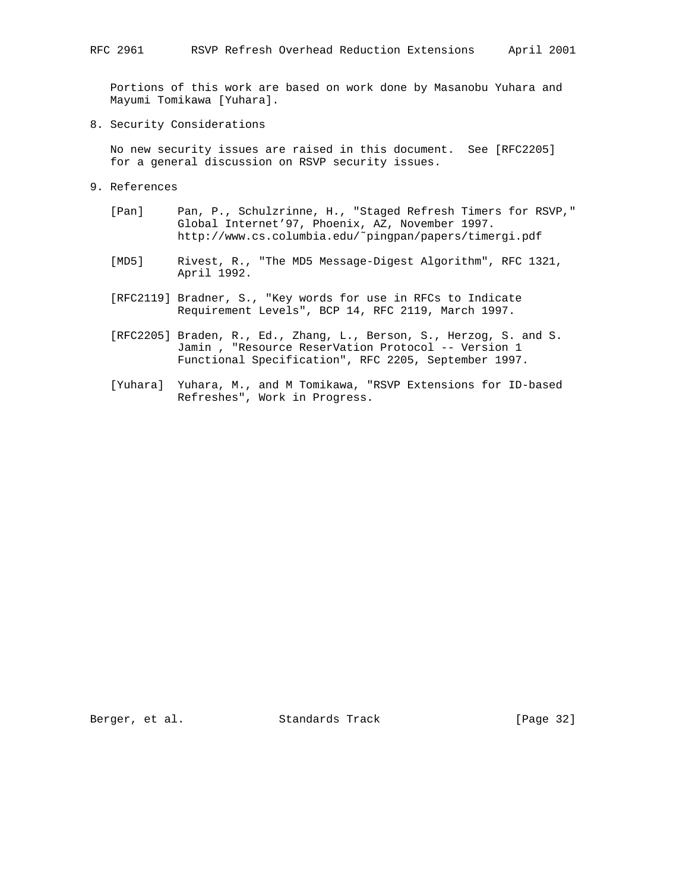Portions of this work are based on work done by Masanobu Yuhara and Mayumi Tomikawa [Yuhara].

## 8. Security Considerations

No new security issues are raised in this document. See [RFC2205] for a general discussion on RSVP security issues.

## 9. References

[Pan] Pan, P., Schulzrinne, H., "Staged Refresh Timers for RSVP," Global Internet'97, Phoenix, AZ, November 1997. http://www.cs.columbia.edu/~pingpan/papers/timergi.pdf

[MD5] Rivest, R., "The MD5 Message-Digest Algorithm", RFC 1321, April 1992.

[RFC2119] Bradner, S., "Key words for use in RFCs to Indicate Requirement Levels", BCP 14, RFC 2119, March 1997.

[RFC2205] Braden, R., Ed., Zhang, L., Berson, S., Herzog, S. and S. Jamin , "Resource ReserVation Protocol -- Version 1 Functional Specification", RFC 2205, September 1997.

[Yuhara] Yuhara, M., and M Tomikawa, "RSVP Extensions for ID-based Refreshes", Work in Progress.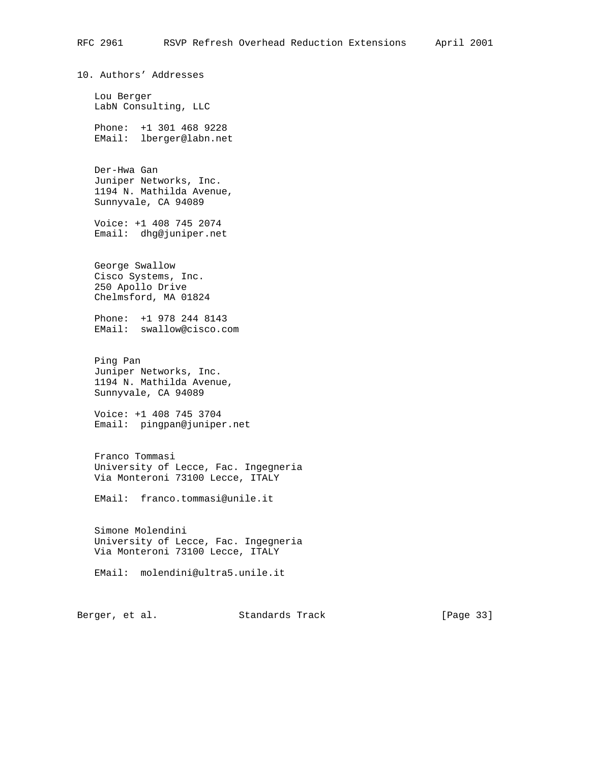## 10. Authors' Addresses

Lou Berger
LabN Consulting, LLC

Phone: +1 301 468 9228
EMail: lberger@labn.net

Der-Hwa Gan
Juniper Networks, Inc.
1194 N. Mathilda Avenue,
Sunnyvale, CA 94089

Voice: +1 408 745 2074
Email: dhg@juniper.net

George Swallow
Cisco Systems, Inc.
250 Apollo Drive
Chelmsford, MA 01824

Phone: +1 978 244 8143
EMail: swallow@cisco.com

Ping Pan
Juniper Networks, Inc.
1194 N. Mathilda Avenue,
Sunnyvale, CA 94089

Voice: +1 408 745 3704
Email: pingpan@juniper.net

Franco Tommasi
University of Lecce, Fac. Ingegneria
Via Monteroni 73100 Lecce, ITALY

EMail: franco.tommasi@unile.it

Simone Molendini
University of Lecce, Fac. Ingegneria
Via Monteroni 73100 Lecce, ITALY

EMail: molendini@ultra5.unile.it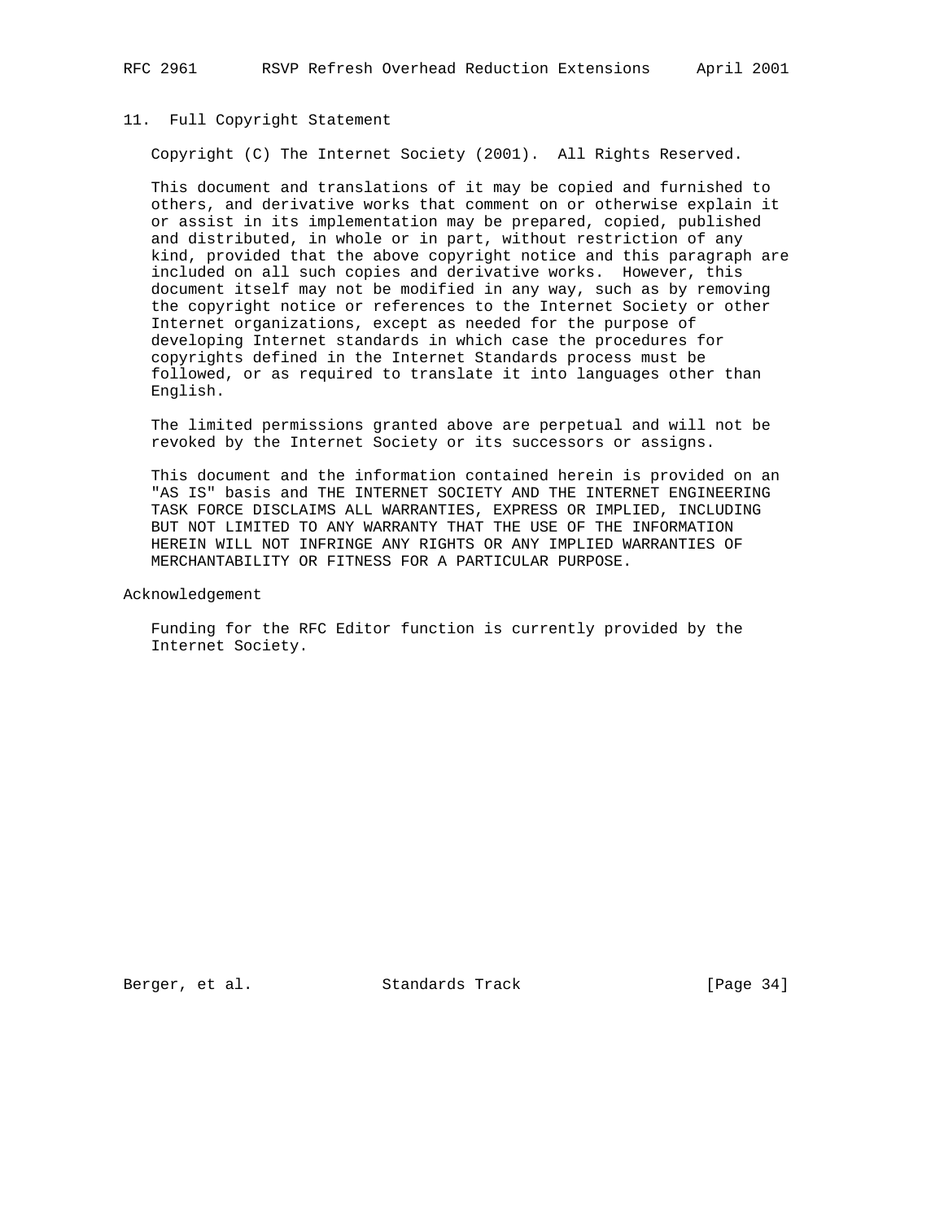## 11. Full Copyright Statement

Copyright (C) The Internet Society (2001). All Rights Reserved.

This document and translations of it may be copied and furnished to others, and derivative works that comment on or otherwise explain it or assist in its implementation may be prepared, copied, published and distributed, in whole or in part, without restriction of any kind, provided that the above copyright notice and this paragraph are included on all such copies and derivative works. However, this document itself may not be modified in any way, such as by removing the copyright notice or references to the Internet Society or other Internet organizations, except as needed for the purpose of developing Internet standards in which case the procedures for copyrights defined in the Internet Standards process must be followed, or as required to translate it into languages other than English.

The limited permissions granted above are perpetual and will not be revoked by the Internet Society or its successors or assigns.

This document and the information contained herein is provided on an "AS IS" basis and THE INTERNET SOCIETY AND THE INTERNET ENGINEERING TASK FORCE DISCLAIMS ALL WARRANTIES, EXPRESS OR IMPLIED, INCLUDING BUT NOT LIMITED TO ANY WARRANTY THAT THE USE OF THE INFORMATION HEREIN WILL NOT INFRINGE ANY RIGHTS OR ANY IMPLIED WARRANTIES OF MERCHANTABILITY OR FITNESS FOR A PARTICULAR PURPOSE.

## Acknowledgement

Funding for the RFC Editor function is currently provided by the Internet Society.